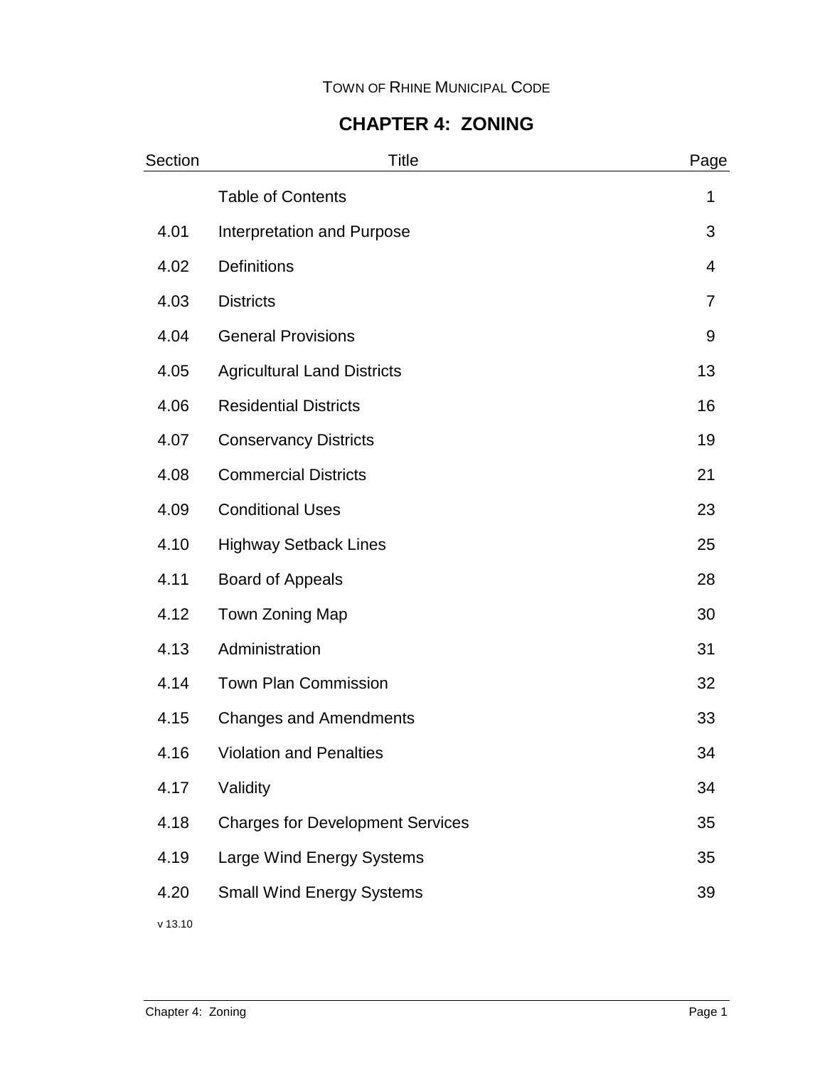TOWN OF RHINE MUNICIPAL CODE

# CHAPTER 4: ZONING

| Section | Title | Page |
|---|---|---|
| | Table of Contents | 1 |
| 4.01 | Interpretation and Purpose | 3 |
| 4.02 | Definitions | 4 |
| 4.03 | Districts | 7 |
| 4.04 | General Provisions | 9 |
| 4.05 | Agricultural Land Districts | 13 |
| 4.06 | Residential Districts | 16 |
| 4.07 | Conservancy Districts | 19 |
| 4.08 | Commercial Districts | 21 |
| 4.09 | Conditional Uses | 23 |
| 4.10 | Highway Setback Lines | 25 |
| 4.11 | Board of Appeals | 28 |
| 4.12 | Town Zoning Map | 30 |
| 4.13 | Administration | 31 |
| 4.14 | Town Plan Commission | 32 |
| 4.15 | Changes and Amendments | 33 |
| 4.16 | Violation and Penalties | 34 |
| 4.17 | Validity | 34 |
| 4.18 | Charges for Development Services | 35 |
| 4.19 | Large Wind Energy Systems | 35 |
| 4.20 | Small Wind Energy Systems | 39 |

v 13.10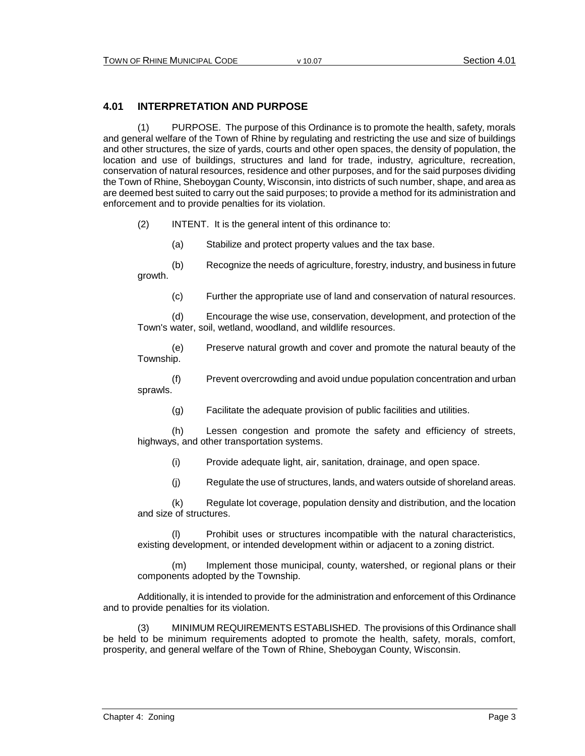## 4.01 INTERPRETATION AND PURPOSE

(1) PURPOSE. The purpose of this Ordinance is to promote the health, safety, morals and general welfare of the Town of Rhine by regulating and restricting the use and size of buildings and other structures, the size of yards, courts and other open spaces, the density of population, the location and use of buildings, structures and land for trade, industry, agriculture, recreation, conservation of natural resources, residence and other purposes, and for the said purposes dividing the Town of Rhine, Sheboygan County, Wisconsin, into districts of such number, shape, and area as are deemed best suited to carry out the said purposes; to provide a method for its administration and enforcement and to provide penalties for its violation.

(2) INTENT. It is the general intent of this ordinance to:

(a) Stabilize and protect property values and the tax base.

(b) Recognize the needs of agriculture, forestry, industry, and business in future growth.

(c) Further the appropriate use of land and conservation of natural resources.

(d) Encourage the wise use, conservation, development, and protection of the Town's water, soil, wetland, woodland, and wildlife resources.

(e) Preserve natural growth and cover and promote the natural beauty of the Township.

(f) Prevent overcrowding and avoid undue population concentration and urban sprawls.

(g) Facilitate the adequate provision of public facilities and utilities.

(h) Lessen congestion and promote the safety and efficiency of streets, highways, and other transportation systems.

(i) Provide adequate light, air, sanitation, drainage, and open space.

(j) Regulate the use of structures, lands, and waters outside of shoreland areas.

(k) Regulate lot coverage, population density and distribution, and the location and size of structures.

(l) Prohibit uses or structures incompatible with the natural characteristics, existing development, or intended development within or adjacent to a zoning district.

(m) Implement those municipal, county, watershed, or regional plans or their components adopted by the Township.

Additionally, it is intended to provide for the administration and enforcement of this Ordinance and to provide penalties for its violation.

(3) MINIMUM REQUIREMENTS ESTABLISHED. The provisions of this Ordinance shall be held to be minimum requirements adopted to promote the health, safety, morals, comfort, prosperity, and general welfare of the Town of Rhine, Sheboygan County, Wisconsin.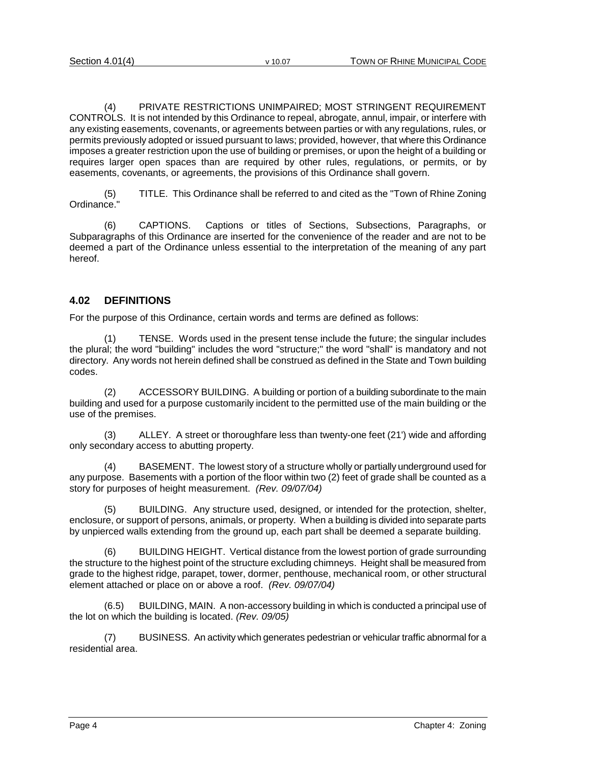(4) PRIVATE RESTRICTIONS UNIMPAIRED; MOST STRINGENT REQUIREMENT CONTROLS. It is not intended by this Ordinance to repeal, abrogate, annul, impair, or interfere with any existing easements, covenants, or agreements between parties or with any regulations, rules, or permits previously adopted or issued pursuant to laws; provided, however, that where this Ordinance imposes a greater restriction upon the use of building or premises, or upon the height of a building or requires larger open spaces than are required by other rules, regulations, or permits, or by easements, covenants, or agreements, the provisions of this Ordinance shall govern.

(5) TITLE. This Ordinance shall be referred to and cited as the "Town of Rhine Zoning Ordinance."

(6) CAPTIONS. Captions or titles of Sections, Subsections, Paragraphs, or Subparagraphs of this Ordinance are inserted for the convenience of the reader and are not to be deemed a part of the Ordinance unless essential to the interpretation of the meaning of any part hereof.

## 4.02 DEFINITIONS

For the purpose of this Ordinance, certain words and terms are defined as follows:

(1) TENSE. Words used in the present tense include the future; the singular includes the plural; the word "building" includes the word "structure;" the word "shall" is mandatory and not directory. Any words not herein defined shall be construed as defined in the State and Town building codes.

(2) ACCESSORY BUILDING. A building or portion of a building subordinate to the main building and used for a purpose customarily incident to the permitted use of the main building or the use of the premises.

(3) ALLEY. A street or thoroughfare less than twenty-one feet (21') wide and affording only secondary access to abutting property.

(4) BASEMENT. The lowest story of a structure wholly or partially underground used for any purpose. Basements with a portion of the floor within two (2) feet of grade shall be counted as a story for purposes of height measurement. *(Rev. 09/07/04)*

(5) BUILDING. Any structure used, designed, or intended for the protection, shelter, enclosure, or support of persons, animals, or property. When a building is divided into separate parts by unpierced walls extending from the ground up, each part shall be deemed a separate building.

(6) BUILDING HEIGHT. Vertical distance from the lowest portion of grade surrounding the structure to the highest point of the structure excluding chimneys. Height shall be measured from grade to the highest ridge, parapet, tower, dormer, penthouse, mechanical room, or other structural element attached or place on or above a roof. *(Rev. 09/07/04)*

(6.5) BUILDING, MAIN. A non-accessory building in which is conducted a principal use of the lot on which the building is located. *(Rev. 09/05)*

(7) BUSINESS. An activity which generates pedestrian or vehicular traffic abnormal for a residential area.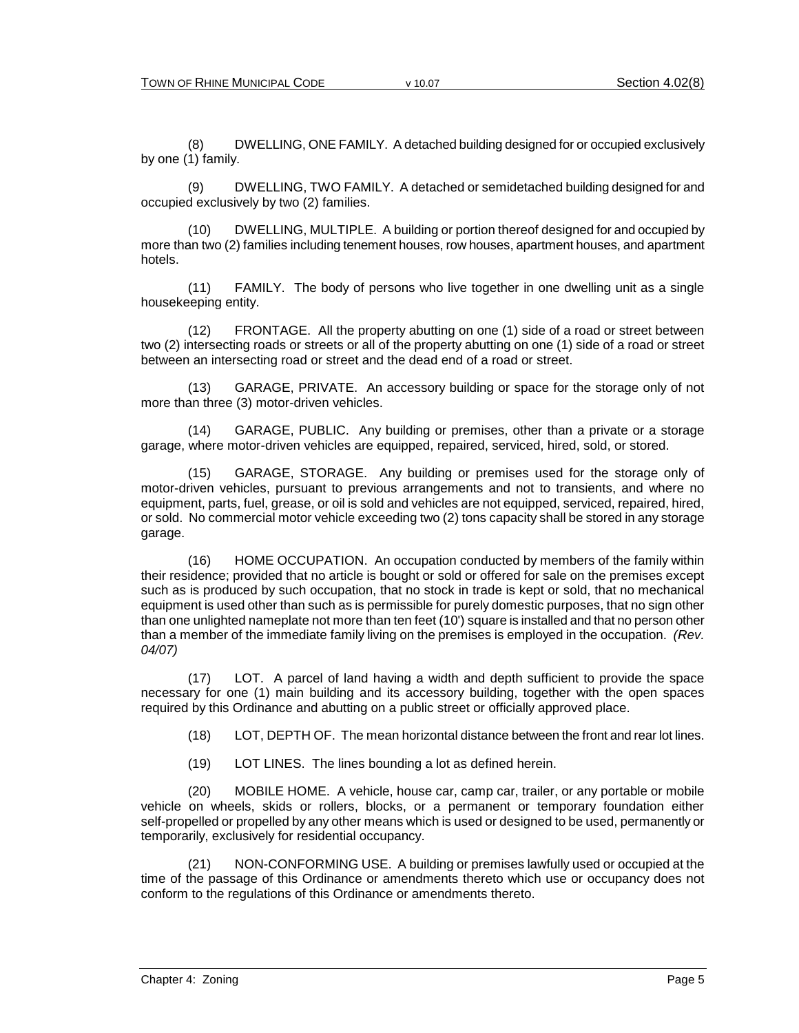(8) DWELLING, ONE FAMILY. A detached building designed for or occupied exclusively by one (1) family.

(9) DWELLING, TWO FAMILY. A detached or semidetached building designed for and occupied exclusively by two (2) families.

(10) DWELLING, MULTIPLE. A building or portion thereof designed for and occupied by more than two (2) families including tenement houses, row houses, apartment houses, and apartment hotels.

(11) FAMILY. The body of persons who live together in one dwelling unit as a single housekeeping entity.

(12) FRONTAGE. All the property abutting on one (1) side of a road or street between two (2) intersecting roads or streets or all of the property abutting on one (1) side of a road or street between an intersecting road or street and the dead end of a road or street.

(13) GARAGE, PRIVATE. An accessory building or space for the storage only of not more than three (3) motor-driven vehicles.

(14) GARAGE, PUBLIC. Any building or premises, other than a private or a storage garage, where motor-driven vehicles are equipped, repaired, serviced, hired, sold, or stored.

(15) GARAGE, STORAGE. Any building or premises used for the storage only of motor-driven vehicles, pursuant to previous arrangements and not to transients, and where no equipment, parts, fuel, grease, or oil is sold and vehicles are not equipped, serviced, repaired, hired, or sold. No commercial motor vehicle exceeding two (2) tons capacity shall be stored in any storage garage.

(16) HOME OCCUPATION. An occupation conducted by members of the family within their residence; provided that no article is bought or sold or offered for sale on the premises except such as is produced by such occupation, that no stock in trade is kept or sold, that no mechanical equipment is used other than such as is permissible for purely domestic purposes, that no sign other than one unlighted nameplate not more than ten feet (10') square is installed and that no person other than a member of the immediate family living on the premises is employed in the occupation. *(Rev. 04/07)*

(17) LOT. A parcel of land having a width and depth sufficient to provide the space necessary for one (1) main building and its accessory building, together with the open spaces required by this Ordinance and abutting on a public street or officially approved place.

(18) LOT, DEPTH OF. The mean horizontal distance between the front and rear lot lines.

(19) LOT LINES. The lines bounding a lot as defined herein.

(20) MOBILE HOME. A vehicle, house car, camp car, trailer, or any portable or mobile vehicle on wheels, skids or rollers, blocks, or a permanent or temporary foundation either self-propelled or propelled by any other means which is used or designed to be used, permanently or temporarily, exclusively for residential occupancy.

(21) NON-CONFORMING USE. A building or premises lawfully used or occupied at the time of the passage of this Ordinance or amendments thereto which use or occupancy does not conform to the regulations of this Ordinance or amendments thereto.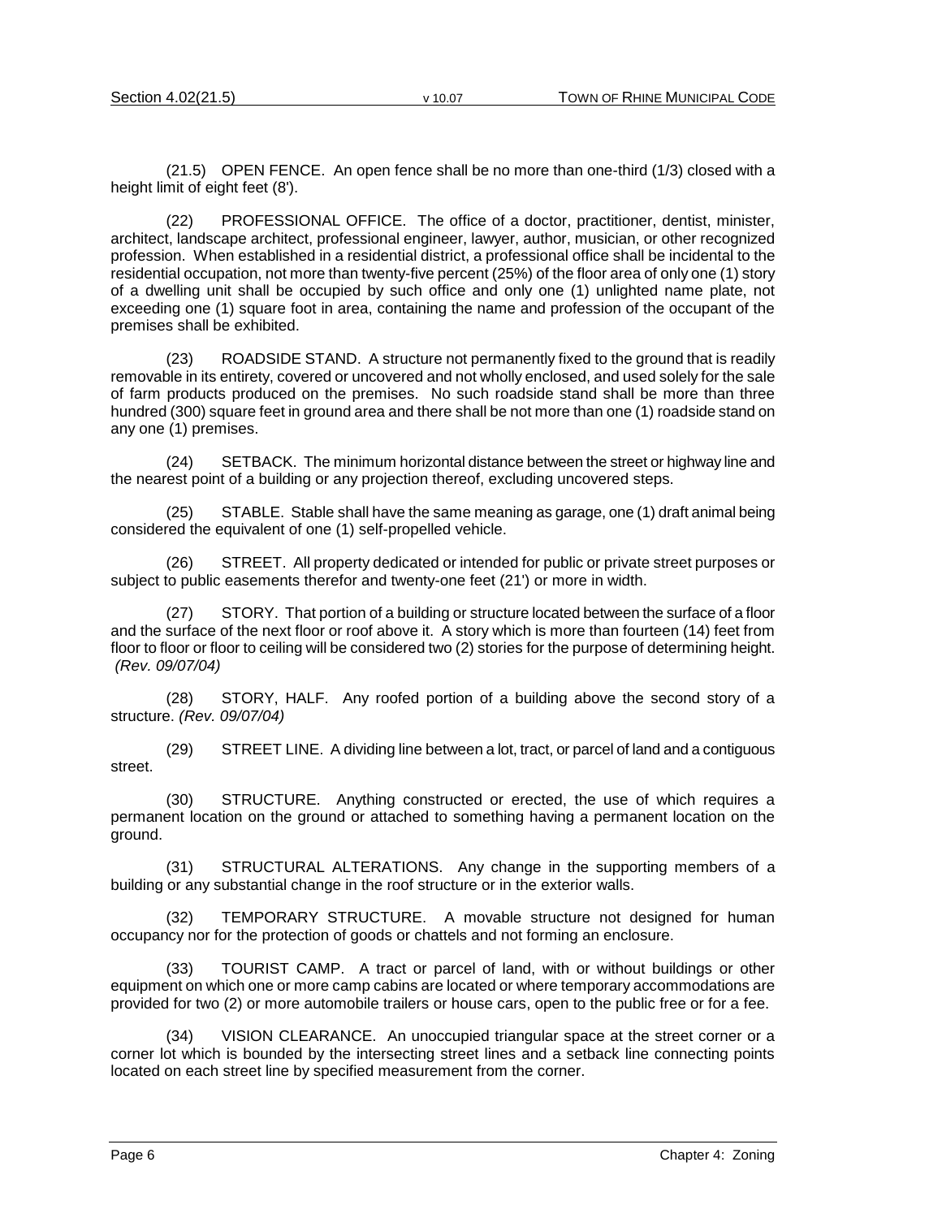(21.5) OPEN FENCE. An open fence shall be no more than one-third (1/3) closed with a height limit of eight feet (8').

(22) PROFESSIONAL OFFICE. The office of a doctor, practitioner, dentist, minister, architect, landscape architect, professional engineer, lawyer, author, musician, or other recognized profession. When established in a residential district, a professional office shall be incidental to the residential occupation, not more than twenty-five percent (25%) of the floor area of only one (1) story of a dwelling unit shall be occupied by such office and only one (1) unlighted name plate, not exceeding one (1) square foot in area, containing the name and profession of the occupant of the premises shall be exhibited.

(23) ROADSIDE STAND. A structure not permanently fixed to the ground that is readily removable in its entirety, covered or uncovered and not wholly enclosed, and used solely for the sale of farm products produced on the premises. No such roadside stand shall be more than three hundred (300) square feet in ground area and there shall be not more than one (1) roadside stand on any one (1) premises.

(24) SETBACK. The minimum horizontal distance between the street or highway line and the nearest point of a building or any projection thereof, excluding uncovered steps.

(25) STABLE. Stable shall have the same meaning as garage, one (1) draft animal being considered the equivalent of one (1) self-propelled vehicle.

(26) STREET. All property dedicated or intended for public or private street purposes or subject to public easements therefor and twenty-one feet (21') or more in width.

(27) STORY. That portion of a building or structure located between the surface of a floor and the surface of the next floor or roof above it. A story which is more than fourteen (14) feet from floor to floor or floor to ceiling will be considered two (2) stories for the purpose of determining height. *(Rev. 09/07/04)*

(28) STORY, HALF. Any roofed portion of a building above the second story of a structure. *(Rev. 09/07/04)*

(29) STREET LINE. A dividing line between a lot, tract, or parcel of land and a contiguous street.

(30) STRUCTURE. Anything constructed or erected, the use of which requires a permanent location on the ground or attached to something having a permanent location on the ground.

(31) STRUCTURAL ALTERATIONS. Any change in the supporting members of a building or any substantial change in the roof structure or in the exterior walls.

(32) TEMPORARY STRUCTURE. A movable structure not designed for human occupancy nor for the protection of goods or chattels and not forming an enclosure.

(33) TOURIST CAMP. A tract or parcel of land, with or without buildings or other equipment on which one or more camp cabins are located or where temporary accommodations are provided for two (2) or more automobile trailers or house cars, open to the public free or for a fee.

(34) VISION CLEARANCE. An unoccupied triangular space at the street corner or a corner lot which is bounded by the intersecting street lines and a setback line connecting points located on each street line by specified measurement from the corner.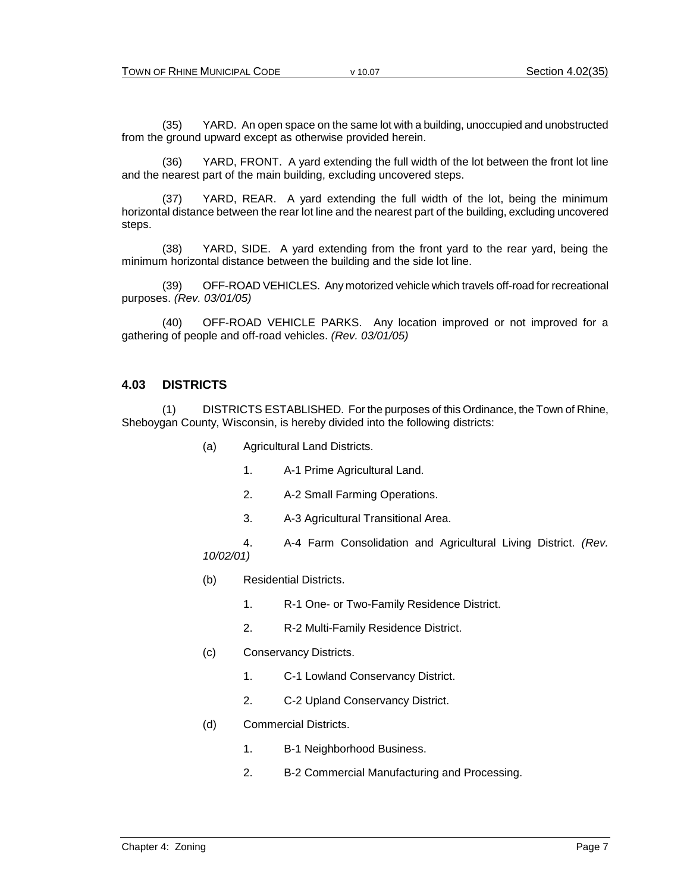(35) YARD. An open space on the same lot with a building, unoccupied and unobstructed from the ground upward except as otherwise provided herein.

(36) YARD, FRONT. A yard extending the full width of the lot between the front lot line and the nearest part of the main building, excluding uncovered steps.

(37) YARD, REAR. A yard extending the full width of the lot, being the minimum horizontal distance between the rear lot line and the nearest part of the building, excluding uncovered steps.

(38) YARD, SIDE. A yard extending from the front yard to the rear yard, being the minimum horizontal distance between the building and the side lot line.

(39) OFF-ROAD VEHICLES. Any motorized vehicle which travels off-road for recreational purposes. *(Rev. 03/01/05)*

(40) OFF-ROAD VEHICLE PARKS. Any location improved or not improved for a gathering of people and off-road vehicles. *(Rev. 03/01/05)*

## 4.03 DISTRICTS

(1) DISTRICTS ESTABLISHED. For the purposes of this Ordinance, the Town of Rhine, Sheboygan County, Wisconsin, is hereby divided into the following districts:

(a) Agricultural Land Districts.

1. A-1 Prime Agricultural Land.

2. A-2 Small Farming Operations.

3. A-3 Agricultural Transitional Area.

4. A-4 Farm Consolidation and Agricultural Living District. *(Rev. 10/02/01)*

(b) Residential Districts.

1. R-1 One- or Two-Family Residence District.

2. R-2 Multi-Family Residence District.

(c) Conservancy Districts.

1. C-1 Lowland Conservancy District.

2. C-2 Upland Conservancy District.

(d) Commercial Districts.

1. B-1 Neighborhood Business.

2. B-2 Commercial Manufacturing and Processing.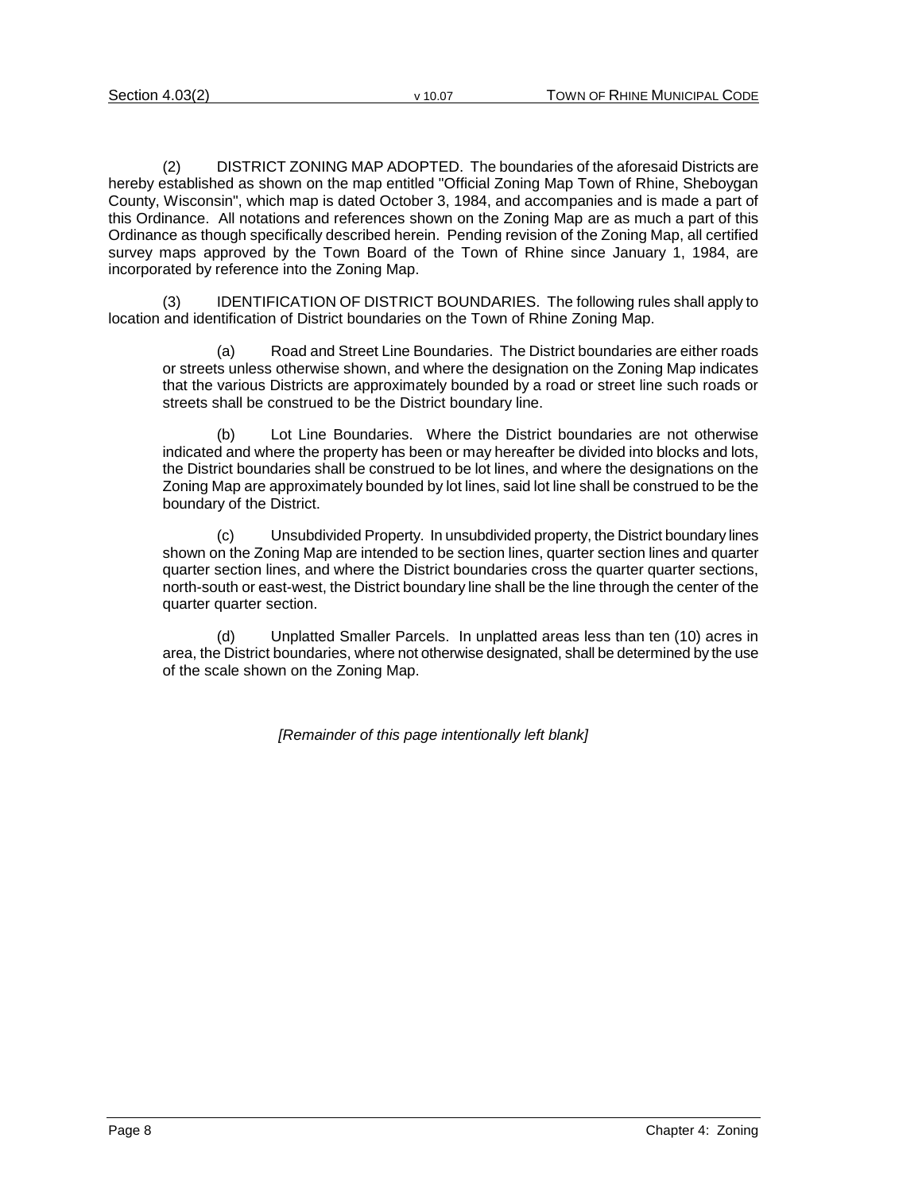(2) DISTRICT ZONING MAP ADOPTED. The boundaries of the aforesaid Districts are hereby established as shown on the map entitled "Official Zoning Map Town of Rhine, Sheboygan County, Wisconsin", which map is dated October 3, 1984, and accompanies and is made a part of this Ordinance. All notations and references shown on the Zoning Map are as much a part of this Ordinance as though specifically described herein. Pending revision of the Zoning Map, all certified survey maps approved by the Town Board of the Town of Rhine since January 1, 1984, are incorporated by reference into the Zoning Map.

(3) IDENTIFICATION OF DISTRICT BOUNDARIES. The following rules shall apply to location and identification of District boundaries on the Town of Rhine Zoning Map.

(a) Road and Street Line Boundaries. The District boundaries are either roads or streets unless otherwise shown, and where the designation on the Zoning Map indicates that the various Districts are approximately bounded by a road or street line such roads or streets shall be construed to be the District boundary line.

(b) Lot Line Boundaries. Where the District boundaries are not otherwise indicated and where the property has been or may hereafter be divided into blocks and lots, the District boundaries shall be construed to be lot lines, and where the designations on the Zoning Map are approximately bounded by lot lines, said lot line shall be construed to be the boundary of the District.

(c) Unsubdivided Property. In unsubdivided property, the District boundary lines shown on the Zoning Map are intended to be section lines, quarter section lines and quarter quarter section lines, and where the District boundaries cross the quarter quarter sections, north-south or east-west, the District boundary line shall be the line through the center of the quarter quarter section.

(d) Unplatted Smaller Parcels. In unplatted areas less than ten (10) acres in area, the District boundaries, where not otherwise designated, shall be determined by the use of the scale shown on the Zoning Map.

*[Remainder of this page intentionally left blank]*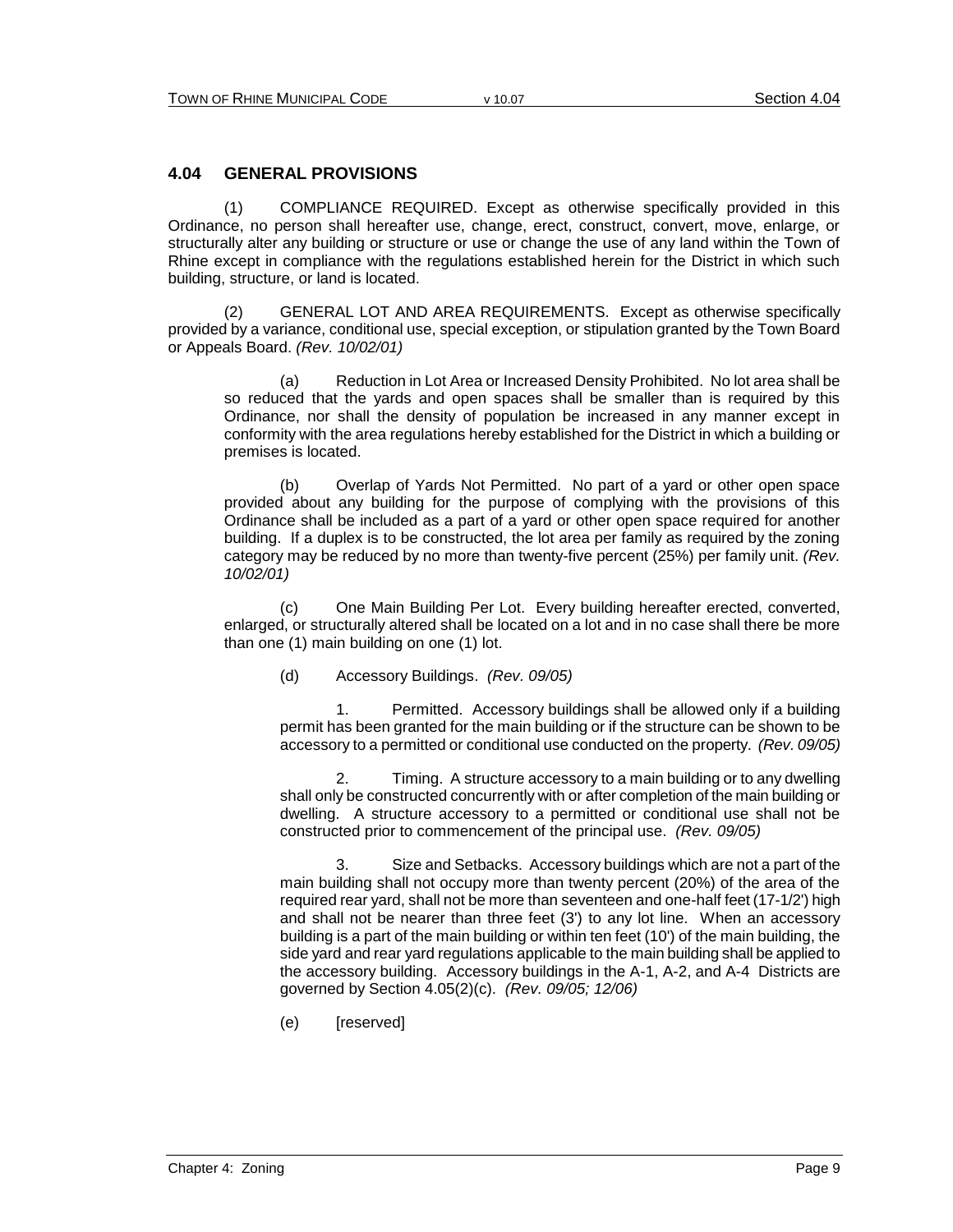## 4.04 GENERAL PROVISIONS

(1) COMPLIANCE REQUIRED. Except as otherwise specifically provided in this Ordinance, no person shall hereafter use, change, erect, construct, convert, move, enlarge, or structurally alter any building or structure or use or change the use of any land within the Town of Rhine except in compliance with the regulations established herein for the District in which such building, structure, or land is located.

(2) GENERAL LOT AND AREA REQUIREMENTS. Except as otherwise specifically provided by a variance, conditional use, special exception, or stipulation granted by the Town Board or Appeals Board. *(Rev. 10/02/01)*

(a) Reduction in Lot Area or Increased Density Prohibited. No lot area shall be so reduced that the yards and open spaces shall be smaller than is required by this Ordinance, nor shall the density of population be increased in any manner except in conformity with the area regulations hereby established for the District in which a building or premises is located.

(b) Overlap of Yards Not Permitted. No part of a yard or other open space provided about any building for the purpose of complying with the provisions of this Ordinance shall be included as a part of a yard or other open space required for another building. If a duplex is to be constructed, the lot area per family as required by the zoning category may be reduced by no more than twenty-five percent (25%) per family unit. *(Rev. 10/02/01)*

(c) One Main Building Per Lot. Every building hereafter erected, converted, enlarged, or structurally altered shall be located on a lot and in no case shall there be more than one (1) main building on one (1) lot.

(d) Accessory Buildings. *(Rev. 09/05)*

1. Permitted. Accessory buildings shall be allowed only if a building permit has been granted for the main building or if the structure can be shown to be accessory to a permitted or conditional use conducted on the property. *(Rev. 09/05)*

2. Timing. A structure accessory to a main building or to any dwelling shall only be constructed concurrently with or after completion of the main building or dwelling. A structure accessory to a permitted or conditional use shall not be constructed prior to commencement of the principal use. *(Rev. 09/05)*

3. Size and Setbacks. Accessory buildings which are not a part of the main building shall not occupy more than twenty percent (20%) of the area of the required rear yard, shall not be more than seventeen and one-half feet (17-1/2') high and shall not be nearer than three feet (3') to any lot line. When an accessory building is a part of the main building or within ten feet (10') of the main building, the side yard and rear yard regulations applicable to the main building shall be applied to the accessory building. Accessory buildings in the A-1, A-2, and A-4 Districts are governed by Section 4.05(2)(c). *(Rev. 09/05; 12/06)*

(e) [reserved]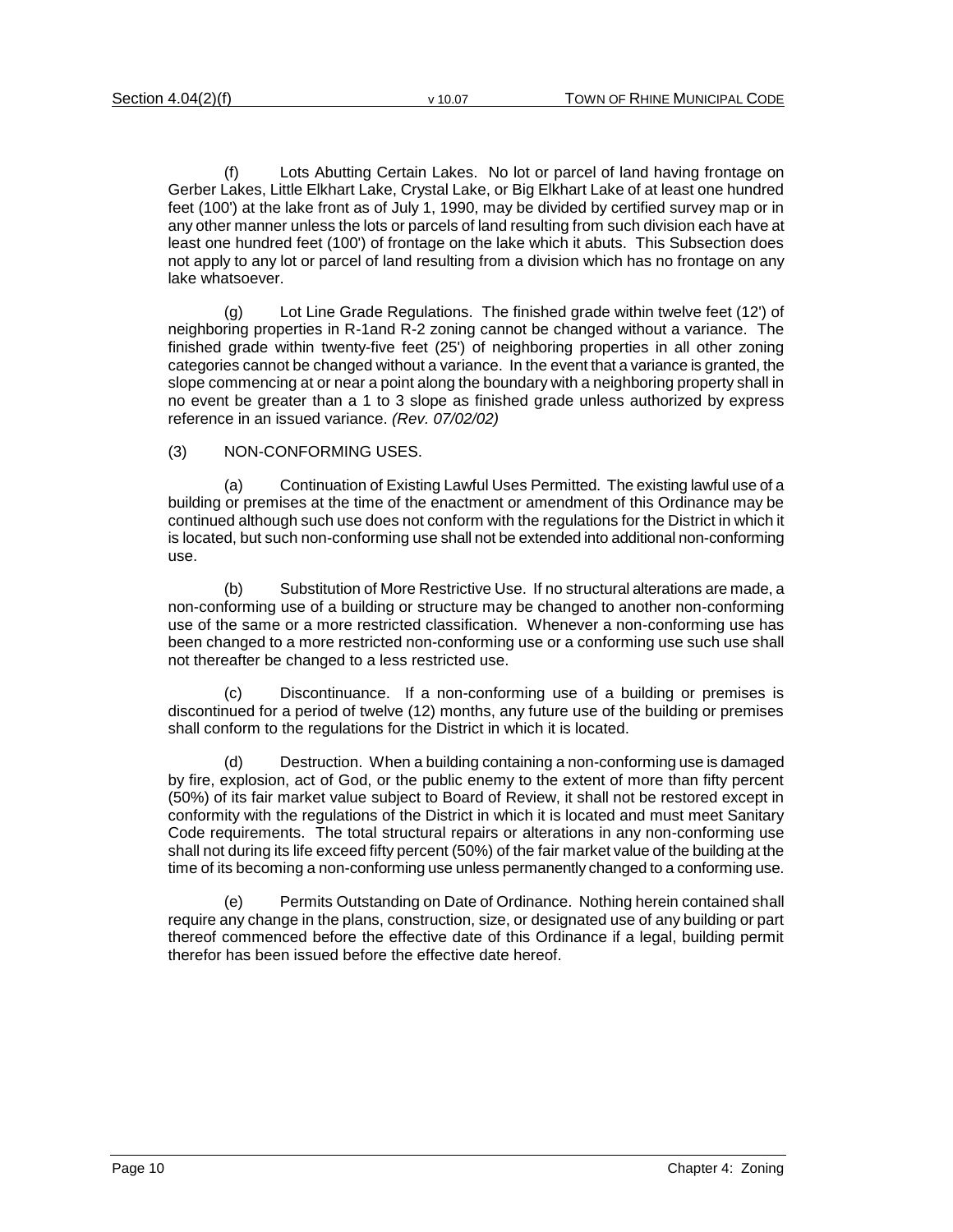(f) Lots Abutting Certain Lakes. No lot or parcel of land having frontage on Gerber Lakes, Little Elkhart Lake, Crystal Lake, or Big Elkhart Lake of at least one hundred feet (100') at the lake front as of July 1, 1990, may be divided by certified survey map or in any other manner unless the lots or parcels of land resulting from such division each have at least one hundred feet (100') of frontage on the lake which it abuts. This Subsection does not apply to any lot or parcel of land resulting from a division which has no frontage on any lake whatsoever.

(g) Lot Line Grade Regulations. The finished grade within twelve feet (12') of neighboring properties in R-1and R-2 zoning cannot be changed without a variance. The finished grade within twenty-five feet (25') of neighboring properties in all other zoning categories cannot be changed without a variance. In the event that a variance is granted, the slope commencing at or near a point along the boundary with a neighboring property shall in no event be greater than a 1 to 3 slope as finished grade unless authorized by express reference in an issued variance. *(Rev. 07/02/02)*

(3) NON-CONFORMING USES.

(a) Continuation of Existing Lawful Uses Permitted. The existing lawful use of a building or premises at the time of the enactment or amendment of this Ordinance may be continued although such use does not conform with the regulations for the District in which it is located, but such non-conforming use shall not be extended into additional non-conforming use.

(b) Substitution of More Restrictive Use. If no structural alterations are made, a non-conforming use of a building or structure may be changed to another non-conforming use of the same or a more restricted classification. Whenever a non-conforming use has been changed to a more restricted non-conforming use or a conforming use such use shall not thereafter be changed to a less restricted use.

(c) Discontinuance. If a non-conforming use of a building or premises is discontinued for a period of twelve (12) months, any future use of the building or premises shall conform to the regulations for the District in which it is located.

(d) Destruction. When a building containing a non-conforming use is damaged by fire, explosion, act of God, or the public enemy to the extent of more than fifty percent (50%) of its fair market value subject to Board of Review, it shall not be restored except in conformity with the regulations of the District in which it is located and must meet Sanitary Code requirements. The total structural repairs or alterations in any non-conforming use shall not during its life exceed fifty percent (50%) of the fair market value of the building at the time of its becoming a non-conforming use unless permanently changed to a conforming use.

(e) Permits Outstanding on Date of Ordinance. Nothing herein contained shall require any change in the plans, construction, size, or designated use of any building or part thereof commenced before the effective date of this Ordinance if a legal, building permit therefor has been issued before the effective date hereof.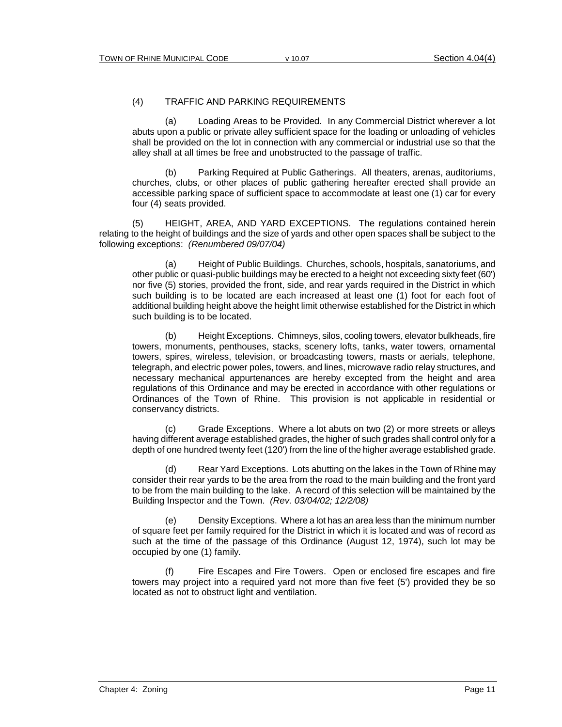(4) TRAFFIC AND PARKING REQUIREMENTS

(a) Loading Areas to be Provided. In any Commercial District wherever a lot abuts upon a public or private alley sufficient space for the loading or unloading of vehicles shall be provided on the lot in connection with any commercial or industrial use so that the alley shall at all times be free and unobstructed to the passage of traffic.

(b) Parking Required at Public Gatherings. All theaters, arenas, auditoriums, churches, clubs, or other places of public gathering hereafter erected shall provide an accessible parking space of sufficient space to accommodate at least one (1) car for every four (4) seats provided.

(5) HEIGHT, AREA, AND YARD EXCEPTIONS. The regulations contained herein relating to the height of buildings and the size of yards and other open spaces shall be subject to the following exceptions: *(Renumbered 09/07/04)*

(a) Height of Public Buildings. Churches, schools, hospitals, sanatoriums, and other public or quasi-public buildings may be erected to a height not exceeding sixty feet (60') nor five (5) stories, provided the front, side, and rear yards required in the District in which such building is to be located are each increased at least one (1) foot for each foot of additional building height above the height limit otherwise established for the District in which such building is to be located.

(b) Height Exceptions. Chimneys, silos, cooling towers, elevator bulkheads, fire towers, monuments, penthouses, stacks, scenery lofts, tanks, water towers, ornamental towers, spires, wireless, television, or broadcasting towers, masts or aerials, telephone, telegraph, and electric power poles, towers, and lines, microwave radio relay structures, and necessary mechanical appurtenances are hereby excepted from the height and area regulations of this Ordinance and may be erected in accordance with other regulations or Ordinances of the Town of Rhine. This provision is not applicable in residential or conservancy districts.

(c) Grade Exceptions. Where a lot abuts on two (2) or more streets or alleys having different average established grades, the higher of such grades shall control only for a depth of one hundred twenty feet (120') from the line of the higher average established grade.

(d) Rear Yard Exceptions. Lots abutting on the lakes in the Town of Rhine may consider their rear yards to be the area from the road to the main building and the front yard to be from the main building to the lake. A record of this selection will be maintained by the Building Inspector and the Town. *(Rev. 03/04/02; 12/2/08)*

(e) Density Exceptions. Where a lot has an area less than the minimum number of square feet per family required for the District in which it is located and was of record as such at the time of the passage of this Ordinance (August 12, 1974), such lot may be occupied by one (1) family.

(f) Fire Escapes and Fire Towers. Open or enclosed fire escapes and fire towers may project into a required yard not more than five feet (5') provided they be so located as not to obstruct light and ventilation.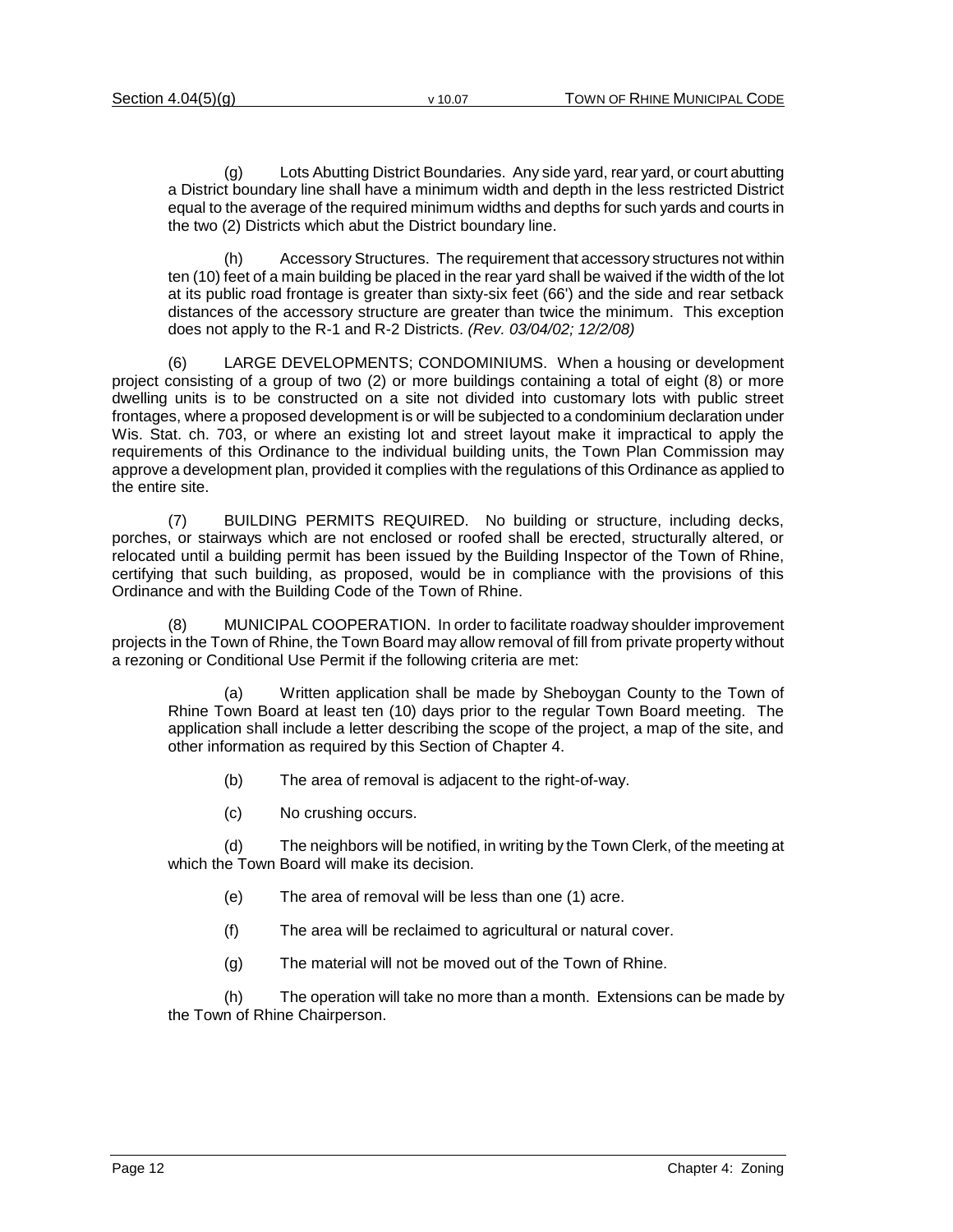(g) Lots Abutting District Boundaries. Any side yard, rear yard, or court abutting a District boundary line shall have a minimum width and depth in the less restricted District equal to the average of the required minimum widths and depths for such yards and courts in the two (2) Districts which abut the District boundary line.

(h) Accessory Structures. The requirement that accessory structures not within ten (10) feet of a main building be placed in the rear yard shall be waived if the width of the lot at its public road frontage is greater than sixty-six feet (66') and the side and rear setback distances of the accessory structure are greater than twice the minimum. This exception does not apply to the R-1 and R-2 Districts. *(Rev. 03/04/02; 12/2/08)*

(6) LARGE DEVELOPMENTS; CONDOMINIUMS. When a housing or development project consisting of a group of two (2) or more buildings containing a total of eight (8) or more dwelling units is to be constructed on a site not divided into customary lots with public street frontages, where a proposed development is or will be subjected to a condominium declaration under Wis. Stat. ch. 703, or where an existing lot and street layout make it impractical to apply the requirements of this Ordinance to the individual building units, the Town Plan Commission may approve a development plan, provided it complies with the regulations of this Ordinance as applied to the entire site.

(7) BUILDING PERMITS REQUIRED. No building or structure, including decks, porches, or stairways which are not enclosed or roofed shall be erected, structurally altered, or relocated until a building permit has been issued by the Building Inspector of the Town of Rhine, certifying that such building, as proposed, would be in compliance with the provisions of this Ordinance and with the Building Code of the Town of Rhine.

(8) MUNICIPAL COOPERATION. In order to facilitate roadway shoulder improvement projects in the Town of Rhine, the Town Board may allow removal of fill from private property without a rezoning or Conditional Use Permit if the following criteria are met:

(a) Written application shall be made by Sheboygan County to the Town of Rhine Town Board at least ten (10) days prior to the regular Town Board meeting. The application shall include a letter describing the scope of the project, a map of the site, and other information as required by this Section of Chapter 4.

(b) The area of removal is adjacent to the right-of-way.

(c) No crushing occurs.

(d) The neighbors will be notified, in writing by the Town Clerk, of the meeting at which the Town Board will make its decision.

(e) The area of removal will be less than one (1) acre.

(f) The area will be reclaimed to agricultural or natural cover.

(g) The material will not be moved out of the Town of Rhine.

(h) The operation will take no more than a month. Extensions can be made by the Town of Rhine Chairperson.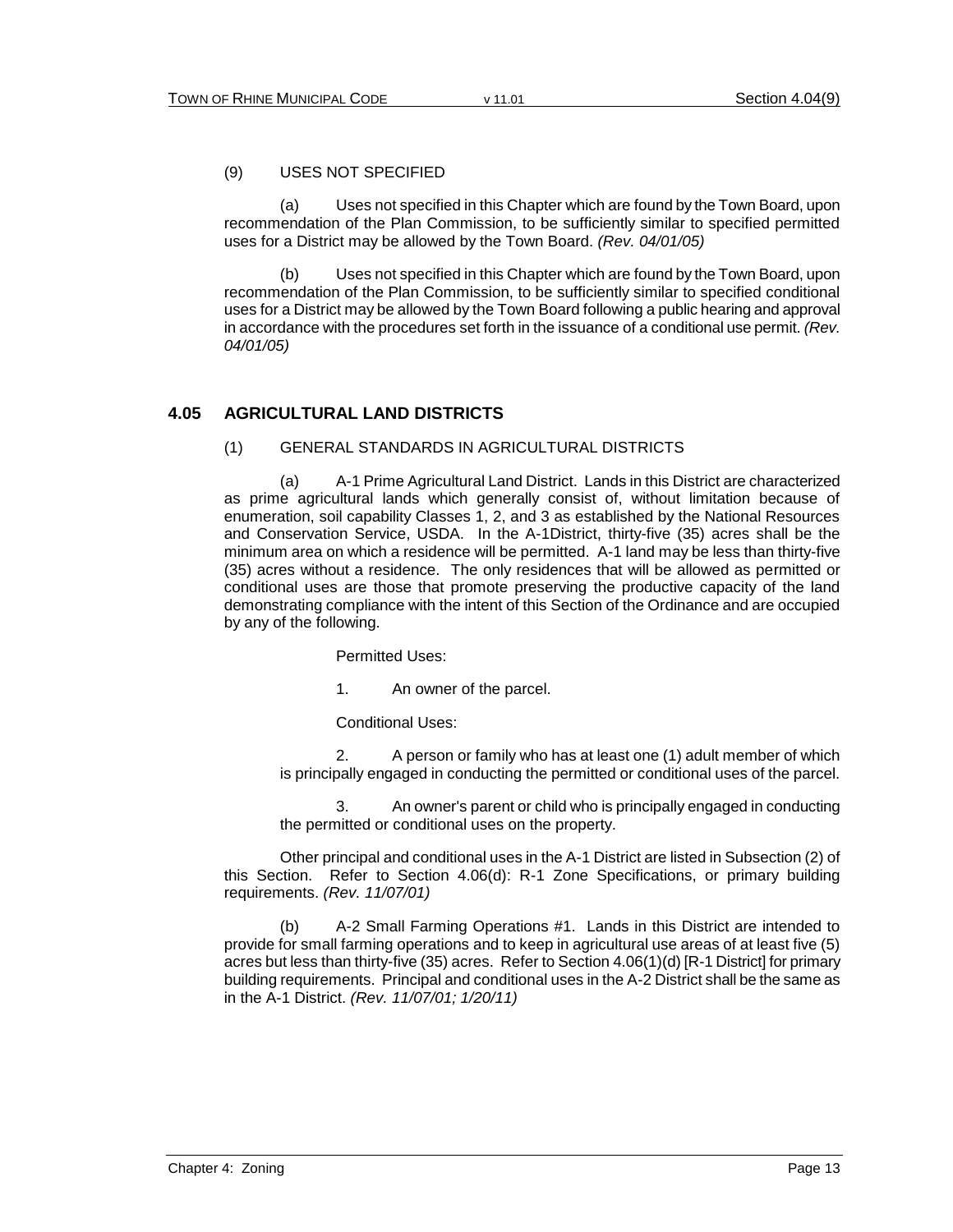(9) USES NOT SPECIFIED

(a) Uses not specified in this Chapter which are found by the Town Board, upon recommendation of the Plan Commission, to be sufficiently similar to specified permitted uses for a District may be allowed by the Town Board. *(Rev. 04/01/05)*

(b) Uses not specified in this Chapter which are found by the Town Board, upon recommendation of the Plan Commission, to be sufficiently similar to specified conditional uses for a District may be allowed by the Town Board following a public hearing and approval in accordance with the procedures set forth in the issuance of a conditional use permit. *(Rev. 04/01/05)*

## 4.05 AGRICULTURAL LAND DISTRICTS

(1) GENERAL STANDARDS IN AGRICULTURAL DISTRICTS

(a) A-1 Prime Agricultural Land District. Lands in this District are characterized as prime agricultural lands which generally consist of, without limitation because of enumeration, soil capability Classes 1, 2, and 3 as established by the National Resources and Conservation Service, USDA. In the A-1District, thirty-five (35) acres shall be the minimum area on which a residence will be permitted. A-1 land may be less than thirty-five (35) acres without a residence. The only residences that will be allowed as permitted or conditional uses are those that promote preserving the productive capacity of the land demonstrating compliance with the intent of this Section of the Ordinance and are occupied by any of the following.

Permitted Uses:

1. An owner of the parcel.

Conditional Uses:

2. A person or family who has at least one (1) adult member of which is principally engaged in conducting the permitted or conditional uses of the parcel.

3. An owner's parent or child who is principally engaged in conducting the permitted or conditional uses on the property.

Other principal and conditional uses in the A-1 District are listed in Subsection (2) of this Section. Refer to Section 4.06(d): R-1 Zone Specifications, or primary building requirements. *(Rev. 11/07/01)*

(b) A-2 Small Farming Operations #1. Lands in this District are intended to provide for small farming operations and to keep in agricultural use areas of at least five (5) acres but less than thirty-five (35) acres. Refer to Section 4.06(1)(d) [R-1 District] for primary building requirements. Principal and conditional uses in the A-2 District shall be the same as in the A-1 District. *(Rev. 11/07/01; 1/20/11)*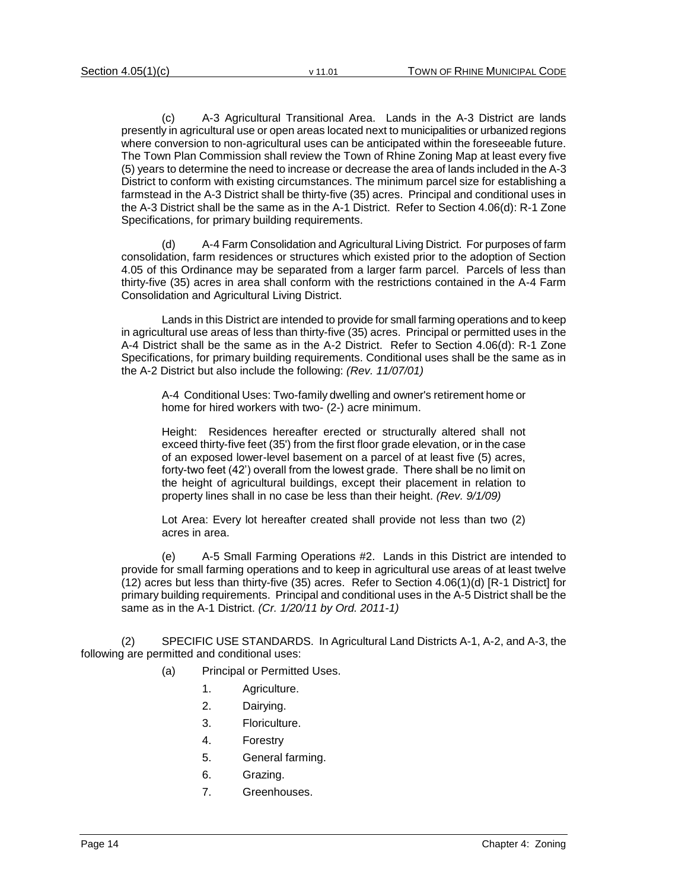(c) A-3 Agricultural Transitional Area. Lands in the A-3 District are lands presently in agricultural use or open areas located next to municipalities or urbanized regions where conversion to non-agricultural uses can be anticipated within the foreseeable future. The Town Plan Commission shall review the Town of Rhine Zoning Map at least every five (5) years to determine the need to increase or decrease the area of lands included in the A-3 District to conform with existing circumstances. The minimum parcel size for establishing a farmstead in the A-3 District shall be thirty-five (35) acres. Principal and conditional uses in the A-3 District shall be the same as in the A-1 District. Refer to Section 4.06(d): R-1 Zone Specifications, for primary building requirements.

(d) A-4 Farm Consolidation and Agricultural Living District. For purposes of farm consolidation, farm residences or structures which existed prior to the adoption of Section 4.05 of this Ordinance may be separated from a larger farm parcel. Parcels of less than thirty-five (35) acres in area shall conform with the restrictions contained in the A-4 Farm Consolidation and Agricultural Living District.

Lands in this District are intended to provide for small farming operations and to keep in agricultural use areas of less than thirty-five (35) acres. Principal or permitted uses in the A-4 District shall be the same as in the A-2 District. Refer to Section 4.06(d): R-1 Zone Specifications, for primary building requirements. Conditional uses shall be the same as in the A-2 District but also include the following: *(Rev. 11/07/01)*

A-4 Conditional Uses: Two-family dwelling and owner's retirement home or home for hired workers with two- (2-) acre minimum.

Height: Residences hereafter erected or structurally altered shall not exceed thirty-five feet (35') from the first floor grade elevation, or in the case of an exposed lower-level basement on a parcel of at least five (5) acres, forty-two feet (42') overall from the lowest grade. There shall be no limit on the height of agricultural buildings, except their placement in relation to property lines shall in no case be less than their height. *(Rev. 9/1/09)*

Lot Area: Every lot hereafter created shall provide not less than two (2) acres in area.

(e) A-5 Small Farming Operations #2. Lands in this District are intended to provide for small farming operations and to keep in agricultural use areas of at least twelve (12) acres but less than thirty-five (35) acres. Refer to Section 4.06(1)(d) [R-1 District] for primary building requirements. Principal and conditional uses in the A-5 District shall be the same as in the A-1 District. *(Cr. 1/20/11 by Ord. 2011-1)*

(2) SPECIFIC USE STANDARDS. In Agricultural Land Districts A-1, A-2, and A-3, the following are permitted and conditional uses:

(a) Principal or Permitted Uses.

1. Agriculture.
2. Dairying.
3. Floriculture.
4. Forestry
5. General farming.
6. Grazing.
7. Greenhouses.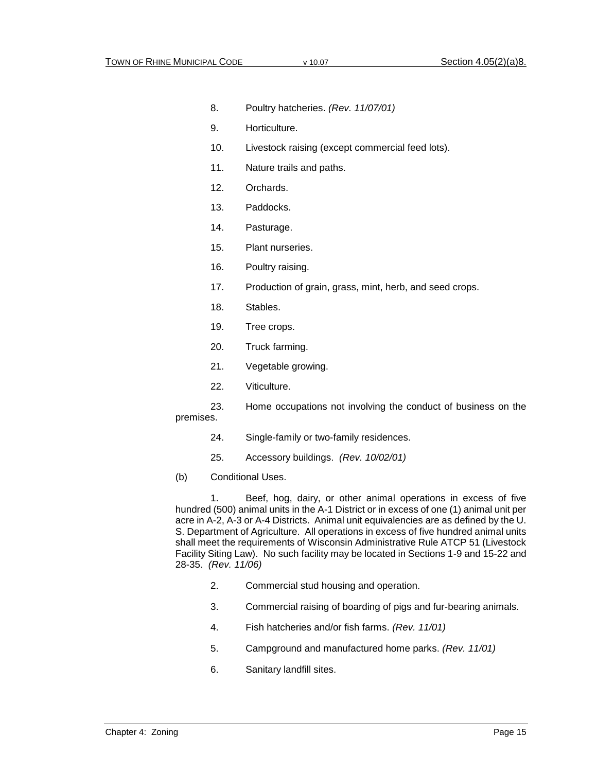8. Poultry hatcheries. *(Rev. 11/07/01)*

9. Horticulture.

10. Livestock raising (except commercial feed lots).

11. Nature trails and paths.

12. Orchards.

13. Paddocks.

14. Pasturage.

15. Plant nurseries.

16. Poultry raising.

17. Production of grain, grass, mint, herb, and seed crops.

18. Stables.

19. Tree crops.

20. Truck farming.

21. Vegetable growing.

22. Viticulture.

23. Home occupations not involving the conduct of business on the premises.

24. Single-family or two-family residences.

25. Accessory buildings. *(Rev. 10/02/01)*

(b) Conditional Uses.

1. Beef, hog, dairy, or other animal operations in excess of five hundred (500) animal units in the A-1 District or in excess of one (1) animal unit per acre in A-2, A-3 or A-4 Districts. Animal unit equivalencies are as defined by the U. S. Department of Agriculture. All operations in excess of five hundred animal units shall meet the requirements of Wisconsin Administrative Rule ATCP 51 (Livestock Facility Siting Law). No such facility may be located in Sections 1-9 and 15-22 and 28-35. *(Rev. 11/06)*

2. Commercial stud housing and operation.

3. Commercial raising of boarding of pigs and fur-bearing animals.

4. Fish hatcheries and/or fish farms. *(Rev. 11/01)*

5. Campground and manufactured home parks. *(Rev. 11/01)*

6. Sanitary landfill sites.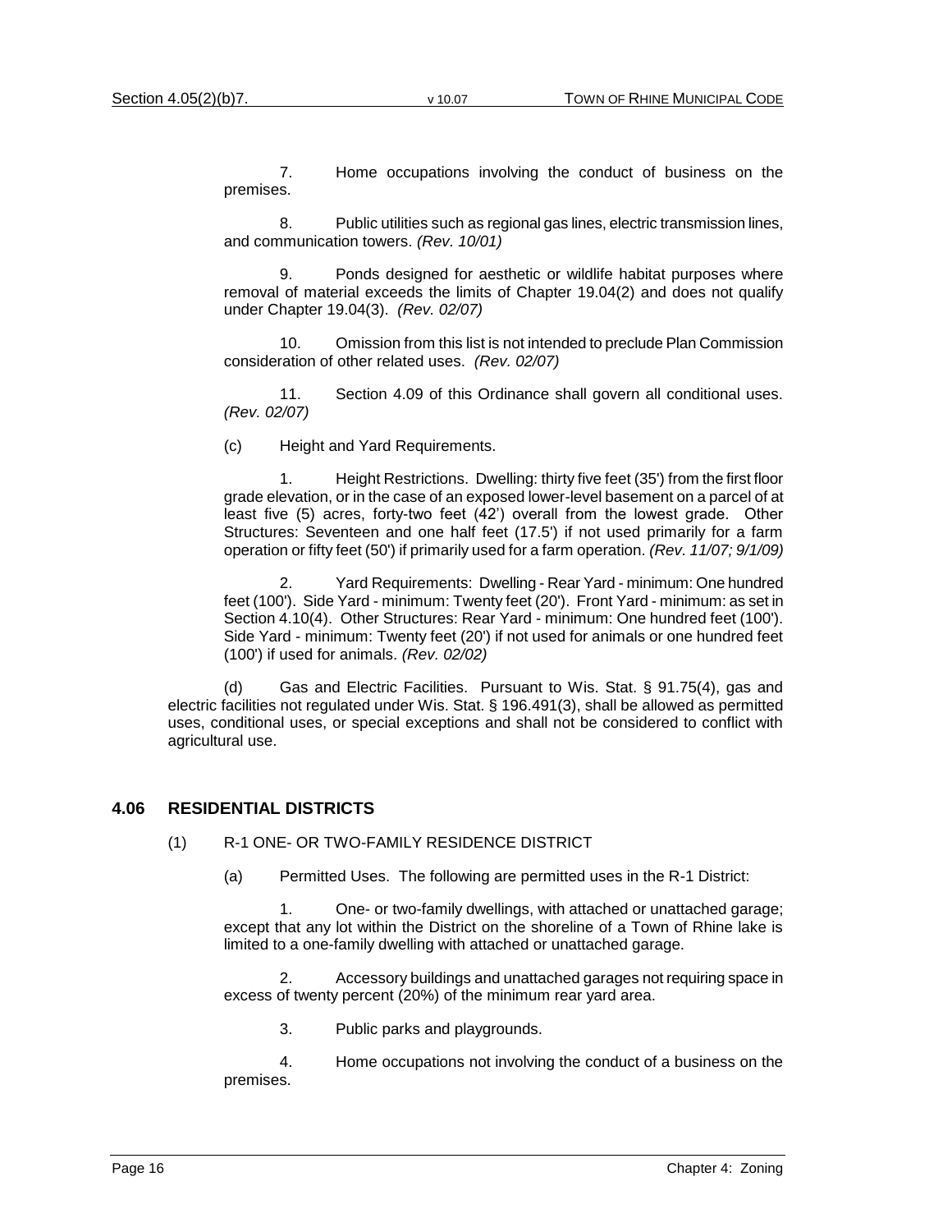7. Home occupations involving the conduct of business on the premises.

8. Public utilities such as regional gas lines, electric transmission lines, and communication towers. *(Rev. 10/01)*

9. Ponds designed for aesthetic or wildlife habitat purposes where removal of material exceeds the limits of Chapter 19.04(2) and does not qualify under Chapter 19.04(3). *(Rev. 02/07)*

10. Omission from this list is not intended to preclude Plan Commission consideration of other related uses. *(Rev. 02/07)*

11. Section 4.09 of this Ordinance shall govern all conditional uses. *(Rev. 02/07)*

(c) Height and Yard Requirements.

1. Height Restrictions. Dwelling: thirty five feet (35') from the first floor grade elevation, or in the case of an exposed lower-level basement on a parcel of at least five (5) acres, forty-two feet (42') overall from the lowest grade. Other Structures: Seventeen and one half feet (17.5') if not used primarily for a farm operation or fifty feet (50') if primarily used for a farm operation. *(Rev. 11/07; 9/1/09)*

2. Yard Requirements: Dwelling - Rear Yard - minimum: One hundred feet (100'). Side Yard - minimum: Twenty feet (20'). Front Yard - minimum: as set in Section 4.10(4). Other Structures: Rear Yard - minimum: One hundred feet (100'). Side Yard - minimum: Twenty feet (20') if not used for animals or one hundred feet (100') if used for animals. *(Rev. 02/02)*

(d) Gas and Electric Facilities. Pursuant to Wis. Stat. § 91.75(4), gas and electric facilities not regulated under Wis. Stat. § 196.491(3), shall be allowed as permitted uses, conditional uses, or special exceptions and shall not be considered to conflict with agricultural use.

## 4.06 RESIDENTIAL DISTRICTS

(1) R-1 ONE- OR TWO-FAMILY RESIDENCE DISTRICT

(a) Permitted Uses. The following are permitted uses in the R-1 District:

1. One- or two-family dwellings, with attached or unattached garage; except that any lot within the District on the shoreline of a Town of Rhine lake is limited to a one-family dwelling with attached or unattached garage.

2. Accessory buildings and unattached garages not requiring space in excess of twenty percent (20%) of the minimum rear yard area.

3. Public parks and playgrounds.

4. Home occupations not involving the conduct of a business on the premises.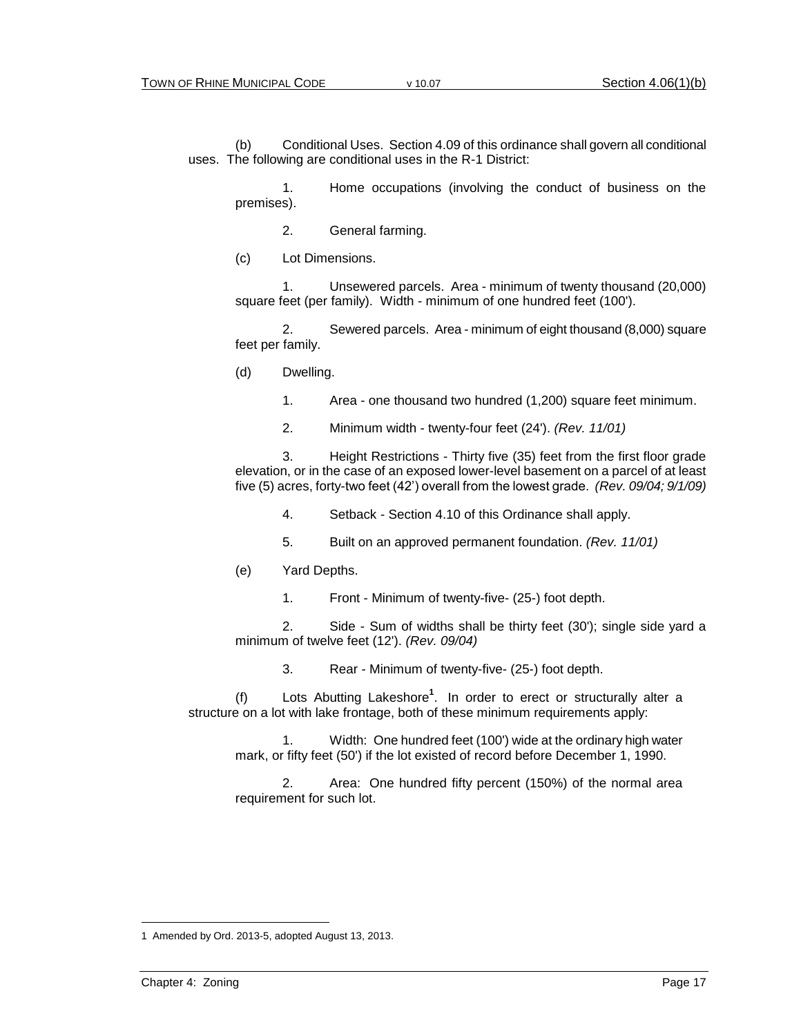(b) Conditional Uses. Section 4.09 of this ordinance shall govern all conditional uses. The following are conditional uses in the R-1 District:

1. Home occupations (involving the conduct of business on the premises).

2. General farming.

(c) Lot Dimensions.

1. Unsewered parcels. Area - minimum of twenty thousand (20,000) square feet (per family). Width - minimum of one hundred feet (100').

2. Sewered parcels. Area - minimum of eight thousand (8,000) square feet per family.

(d) Dwelling.

1. Area - one thousand two hundred (1,200) square feet minimum.

2. Minimum width - twenty-four feet (24'). *(Rev. 11/01)*

3. Height Restrictions - Thirty five (35) feet from the first floor grade elevation, or in the case of an exposed lower-level basement on a parcel of at least five (5) acres, forty-two feet (42') overall from the lowest grade. *(Rev. 09/04; 9/1/09)*

4. Setback - Section 4.10 of this Ordinance shall apply.

5. Built on an approved permanent foundation. *(Rev. 11/01)*

(e) Yard Depths.

1. Front - Minimum of twenty-five- (25-) foot depth.

2. Side - Sum of widths shall be thirty feet (30'); single side yard a minimum of twelve feet (12'). *(Rev. 09/04)*

3. Rear - Minimum of twenty-five- (25-) foot depth.

(f) Lots Abutting Lakeshore[1]. In order to erect or structurally alter a structure on a lot with lake frontage, both of these minimum requirements apply:

1. Width: One hundred feet (100') wide at the ordinary high water mark, or fifty feet (50') if the lot existed of record before December 1, 1990.

2. Area: One hundred fifty percent (150%) of the normal area requirement for such lot.

---

1 Amended by Ord. 2013-5, adopted August 13, 2013.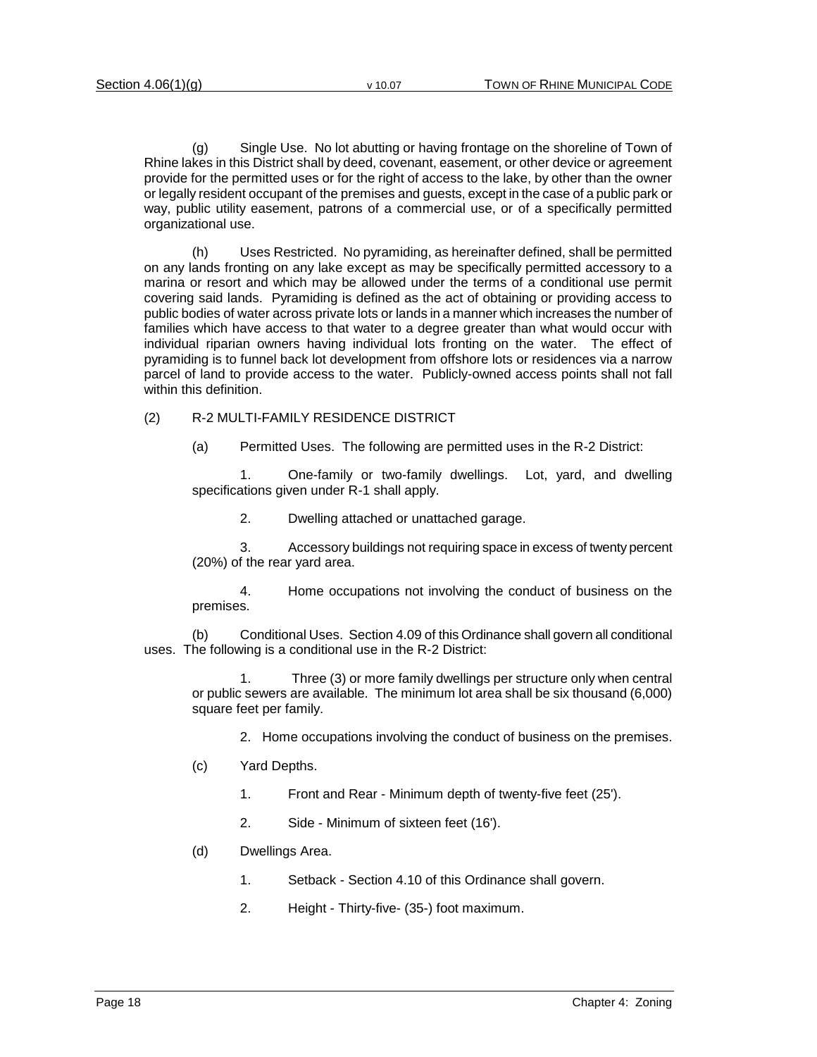(g) Single Use. No lot abutting or having frontage on the shoreline of Town of Rhine lakes in this District shall by deed, covenant, easement, or other device or agreement provide for the permitted uses or for the right of access to the lake, by other than the owner or legally resident occupant of the premises and guests, except in the case of a public park or way, public utility easement, patrons of a commercial use, or of a specifically permitted organizational use.

(h) Uses Restricted. No pyramiding, as hereinafter defined, shall be permitted on any lands fronting on any lake except as may be specifically permitted accessory to a marina or resort and which may be allowed under the terms of a conditional use permit covering said lands. Pyramiding is defined as the act of obtaining or providing access to public bodies of water across private lots or lands in a manner which increases the number of families which have access to that water to a degree greater than what would occur with individual riparian owners having individual lots fronting on the water. The effect of pyramiding is to funnel back lot development from offshore lots or residences via a narrow parcel of land to provide access to the water. Publicly-owned access points shall not fall within this definition.

(2) R-2 MULTI-FAMILY RESIDENCE DISTRICT

(a) Permitted Uses. The following are permitted uses in the R-2 District:

1. One-family or two-family dwellings. Lot, yard, and dwelling specifications given under R-1 shall apply.

2. Dwelling attached or unattached garage.

3. Accessory buildings not requiring space in excess of twenty percent (20%) of the rear yard area.

4. Home occupations not involving the conduct of business on the premises.

(b) Conditional Uses. Section 4.09 of this Ordinance shall govern all conditional uses. The following is a conditional use in the R-2 District:

1. Three (3) or more family dwellings per structure only when central or public sewers are available. The minimum lot area shall be six thousand (6,000) square feet per family.

2. Home occupations involving the conduct of business on the premises.

(c) Yard Depths.

1. Front and Rear - Minimum depth of twenty-five feet (25').

2. Side - Minimum of sixteen feet (16').

(d) Dwellings Area.

1. Setback - Section 4.10 of this Ordinance shall govern.

2. Height - Thirty-five- (35-) foot maximum.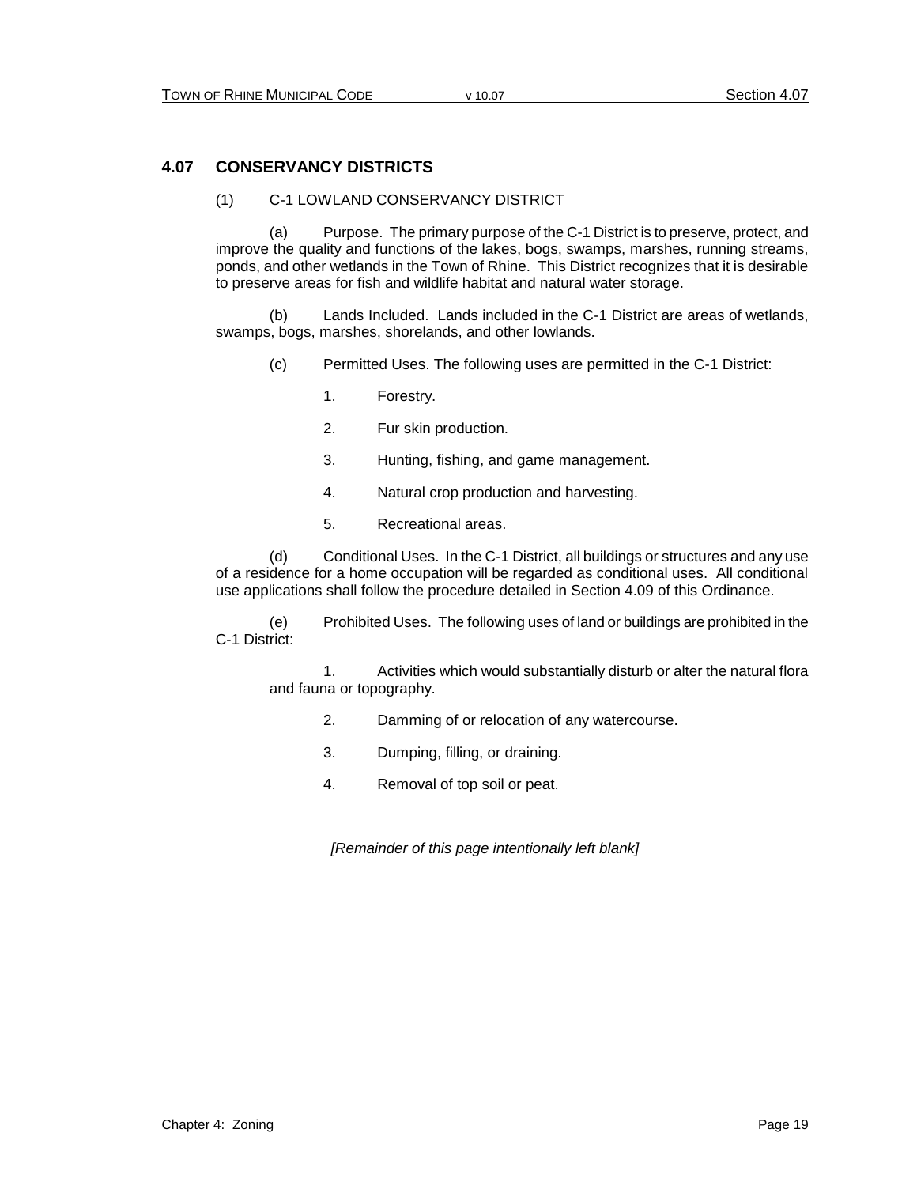## 4.07 CONSERVANCY DISTRICTS

(1) C-1 LOWLAND CONSERVANCY DISTRICT

(a) Purpose. The primary purpose of the C-1 District is to preserve, protect, and improve the quality and functions of the lakes, bogs, swamps, marshes, running streams, ponds, and other wetlands in the Town of Rhine. This District recognizes that it is desirable to preserve areas for fish and wildlife habitat and natural water storage.

(b) Lands Included. Lands included in the C-1 District are areas of wetlands, swamps, bogs, marshes, shorelands, and other lowlands.

(c) Permitted Uses. The following uses are permitted in the C-1 District:

1. Forestry.
2. Fur skin production.
3. Hunting, fishing, and game management.
4. Natural crop production and harvesting.
5. Recreational areas.

(d) Conditional Uses. In the C-1 District, all buildings or structures and any use of a residence for a home occupation will be regarded as conditional uses. All conditional use applications shall follow the procedure detailed in Section 4.09 of this Ordinance.

(e) Prohibited Uses. The following uses of land or buildings are prohibited in the C-1 District:

1. Activities which would substantially disturb or alter the natural flora and fauna or topography.
2. Damming of or relocation of any watercourse.
3. Dumping, filling, or draining.
4. Removal of top soil or peat.

*[Remainder of this page intentionally left blank]*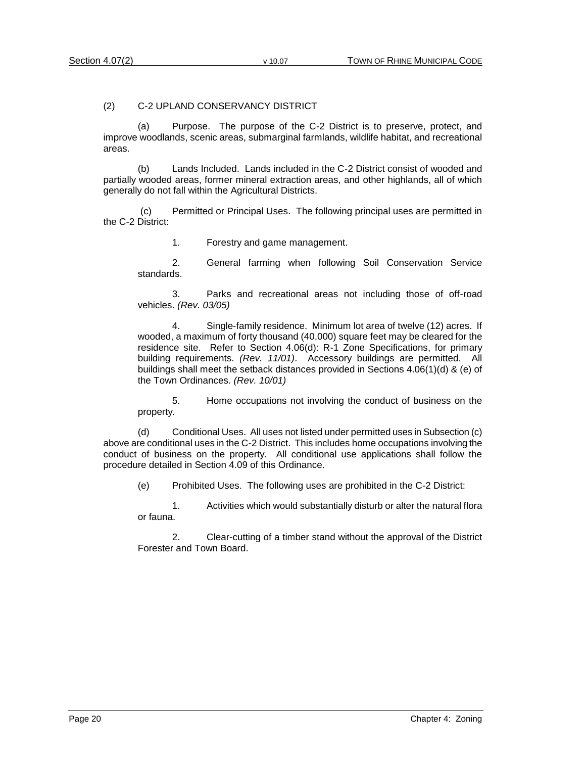## (2) C-2 UPLAND CONSERVANCY DISTRICT

(a) Purpose. The purpose of the C-2 District is to preserve, protect, and improve woodlands, scenic areas, submarginal farmlands, wildlife habitat, and recreational areas.

(b) Lands Included. Lands included in the C-2 District consist of wooded and partially wooded areas, former mineral extraction areas, and other highlands, all of which generally do not fall within the Agricultural Districts.

(c) Permitted or Principal Uses. The following principal uses are permitted in the C-2 District:

1. Forestry and game management.

2. General farming when following Soil Conservation Service standards.

3. Parks and recreational areas not including those of off-road vehicles. *(Rev. 03/05)*

4. Single-family residence. Minimum lot area of twelve (12) acres. If wooded, a maximum of forty thousand (40,000) square feet may be cleared for the residence site. Refer to Section 4.06(d): R-1 Zone Specifications, for primary building requirements. *(Rev. 11/01)*. Accessory buildings are permitted. All buildings shall meet the setback distances provided in Sections 4.06(1)(d) & (e) of the Town Ordinances. *(Rev. 10/01)*

5. Home occupations not involving the conduct of business on the property.

(d) Conditional Uses. All uses not listed under permitted uses in Subsection (c) above are conditional uses in the C-2 District. This includes home occupations involving the conduct of business on the property. All conditional use applications shall follow the procedure detailed in Section 4.09 of this Ordinance.

(e) Prohibited Uses. The following uses are prohibited in the C-2 District:

1. Activities which would substantially disturb or alter the natural flora or fauna.

2. Clear-cutting of a timber stand without the approval of the District Forester and Town Board.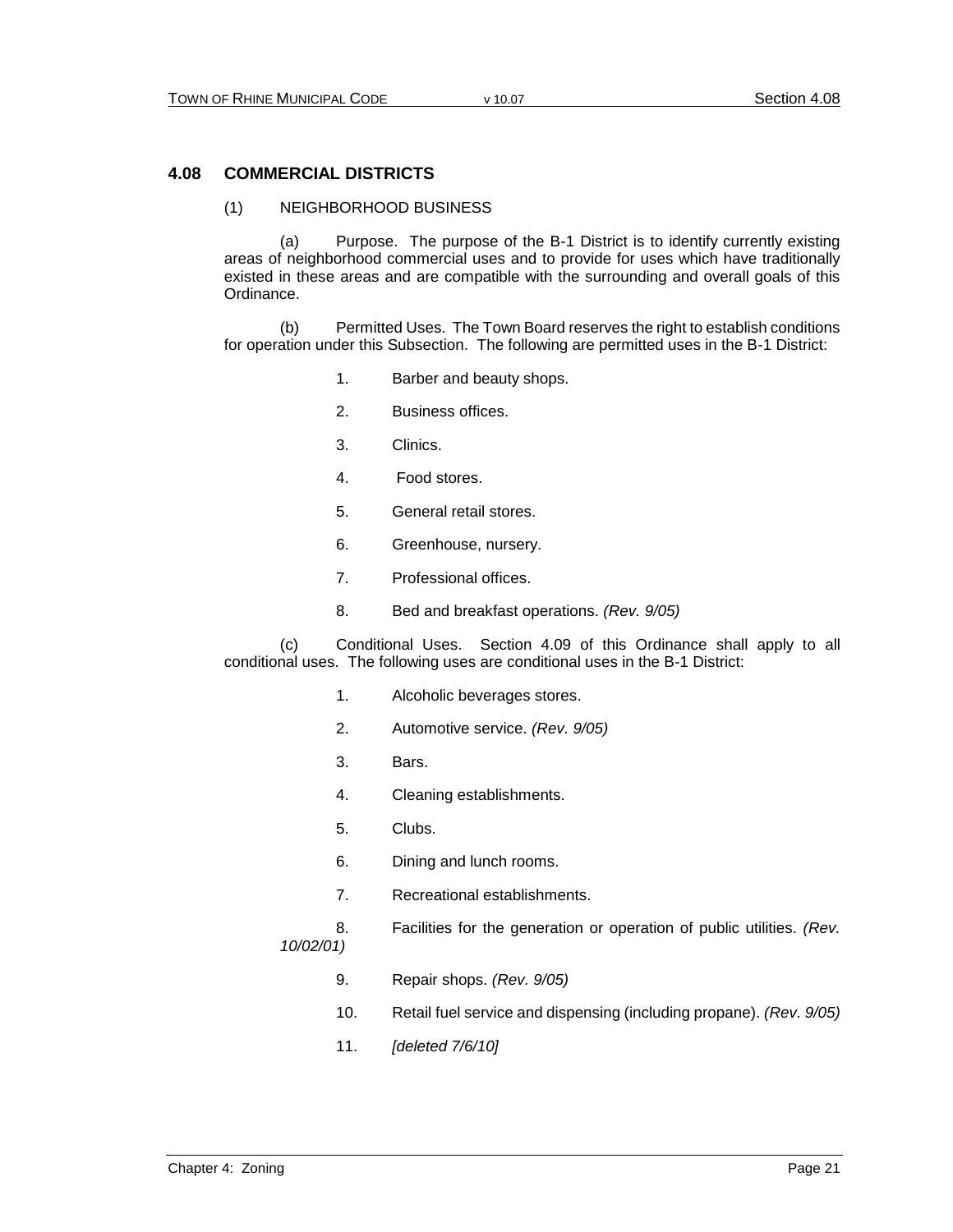## 4.08 COMMERCIAL DISTRICTS

(1) NEIGHBORHOOD BUSINESS

(a) Purpose. The purpose of the B-1 District is to identify currently existing areas of neighborhood commercial uses and to provide for uses which have traditionally existed in these areas and are compatible with the surrounding and overall goals of this Ordinance.

(b) Permitted Uses. The Town Board reserves the right to establish conditions for operation under this Subsection. The following are permitted uses in the B-1 District:

1. Barber and beauty shops.
2. Business offices.
3. Clinics.
4. Food stores.
5. General retail stores.
6. Greenhouse, nursery.
7. Professional offices.
8. Bed and breakfast operations. *(Rev. 9/05)*

(c) Conditional Uses. Section 4.09 of this Ordinance shall apply to all conditional uses. The following uses are conditional uses in the B-1 District:

1. Alcoholic beverages stores.
2. Automotive service. *(Rev. 9/05)*
3. Bars.
4. Cleaning establishments.
5. Clubs.
6. Dining and lunch rooms.
7. Recreational establishments.
8. Facilities for the generation or operation of public utilities. *(Rev. 10/02/01)*
9. Repair shops. *(Rev. 9/05)*
10. Retail fuel service and dispensing (including propane). *(Rev. 9/05)*
11. *[deleted 7/6/10]*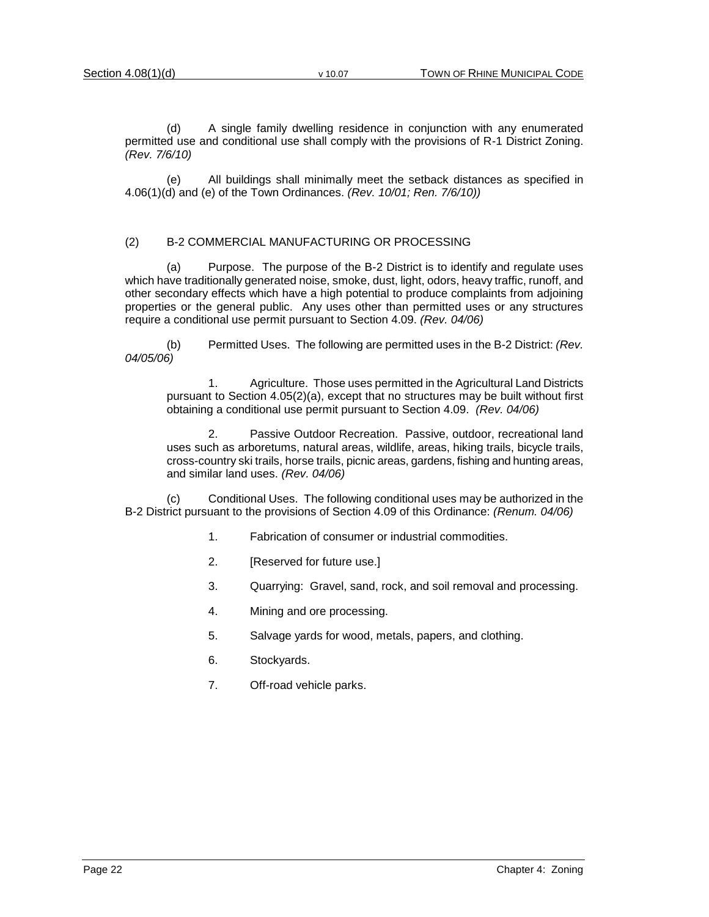(d) A single family dwelling residence in conjunction with any enumerated permitted use and conditional use shall comply with the provisions of R-1 District Zoning. *(Rev. 7/6/10)*

(e) All buildings shall minimally meet the setback distances as specified in 4.06(1)(d) and (e) of the Town Ordinances. *(Rev. 10/01; Ren. 7/6/10))*

(2) B-2 COMMERCIAL MANUFACTURING OR PROCESSING

(a) Purpose. The purpose of the B-2 District is to identify and regulate uses which have traditionally generated noise, smoke, dust, light, odors, heavy traffic, runoff, and other secondary effects which have a high potential to produce complaints from adjoining properties or the general public. Any uses other than permitted uses or any structures require a conditional use permit pursuant to Section 4.09. *(Rev. 04/06)*

(b) Permitted Uses. The following are permitted uses in the B-2 District: *(Rev. 04/05/06)*

1. Agriculture. Those uses permitted in the Agricultural Land Districts pursuant to Section 4.05(2)(a), except that no structures may be built without first obtaining a conditional use permit pursuant to Section 4.09. *(Rev. 04/06)*

2. Passive Outdoor Recreation. Passive, outdoor, recreational land uses such as arboretums, natural areas, wildlife, areas, hiking trails, bicycle trails, cross-country ski trails, horse trails, picnic areas, gardens, fishing and hunting areas, and similar land uses. *(Rev. 04/06)*

(c) Conditional Uses. The following conditional uses may be authorized in the B-2 District pursuant to the provisions of Section 4.09 of this Ordinance: *(Renum. 04/06)*

1. Fabrication of consumer or industrial commodities.
2. [Reserved for future use.]
3. Quarrying: Gravel, sand, rock, and soil removal and processing.
4. Mining and ore processing.
5. Salvage yards for wood, metals, papers, and clothing.
6. Stockyards.
7. Off-road vehicle parks.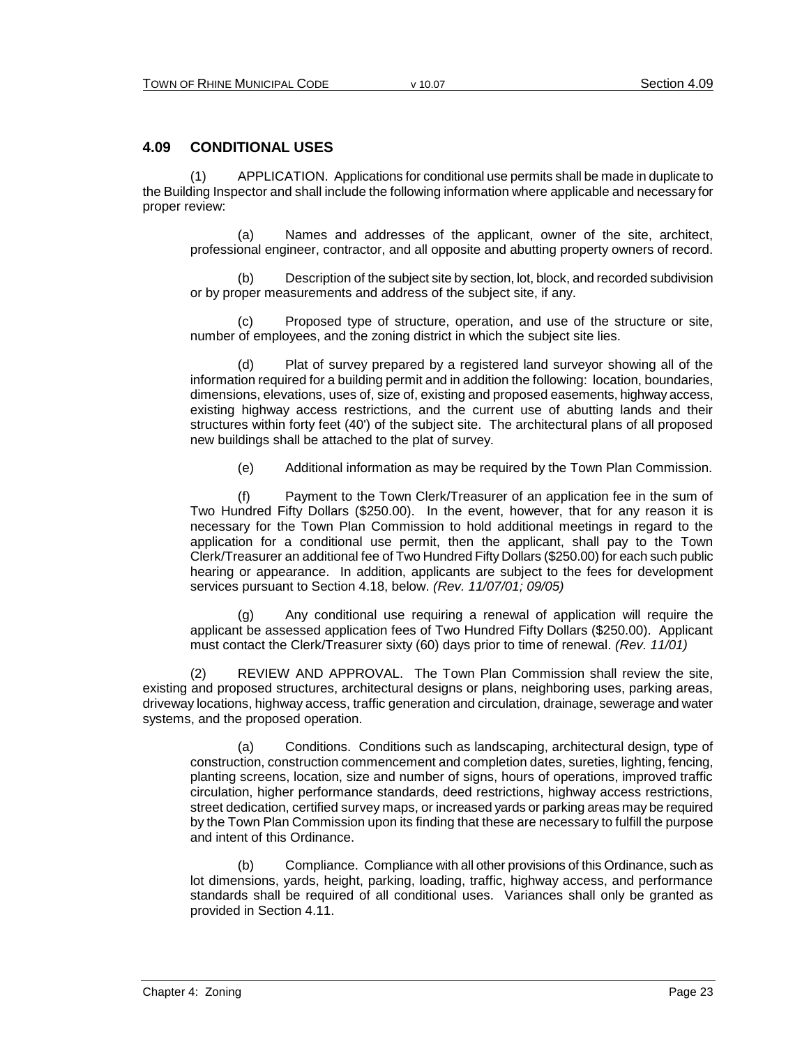## 4.09 CONDITIONAL USES

(1) APPLICATION. Applications for conditional use permits shall be made in duplicate to the Building Inspector and shall include the following information where applicable and necessary for proper review:

(a) Names and addresses of the applicant, owner of the site, architect, professional engineer, contractor, and all opposite and abutting property owners of record.

(b) Description of the subject site by section, lot, block, and recorded subdivision or by proper measurements and address of the subject site, if any.

(c) Proposed type of structure, operation, and use of the structure or site, number of employees, and the zoning district in which the subject site lies.

(d) Plat of survey prepared by a registered land surveyor showing all of the information required for a building permit and in addition the following: location, boundaries, dimensions, elevations, uses of, size of, existing and proposed easements, highway access, existing highway access restrictions, and the current use of abutting lands and their structures within forty feet (40') of the subject site. The architectural plans of all proposed new buildings shall be attached to the plat of survey.

(e) Additional information as may be required by the Town Plan Commission.

(f) Payment to the Town Clerk/Treasurer of an application fee in the sum of Two Hundred Fifty Dollars ($250.00). In the event, however, that for any reason it is necessary for the Town Plan Commission to hold additional meetings in regard to the application for a conditional use permit, then the applicant, shall pay to the Town Clerk/Treasurer an additional fee of Two Hundred Fifty Dollars ($250.00) for each such public hearing or appearance. In addition, applicants are subject to the fees for development services pursuant to Section 4.18, below. *(Rev. 11/07/01; 09/05)*

(g) Any conditional use requiring a renewal of application will require the applicant be assessed application fees of Two Hundred Fifty Dollars ($250.00). Applicant must contact the Clerk/Treasurer sixty (60) days prior to time of renewal. *(Rev. 11/01)*

(2) REVIEW AND APPROVAL. The Town Plan Commission shall review the site, existing and proposed structures, architectural designs or plans, neighboring uses, parking areas, driveway locations, highway access, traffic generation and circulation, drainage, sewerage and water systems, and the proposed operation.

(a) Conditions. Conditions such as landscaping, architectural design, type of construction, construction commencement and completion dates, sureties, lighting, fencing, planting screens, location, size and number of signs, hours of operations, improved traffic circulation, higher performance standards, deed restrictions, highway access restrictions, street dedication, certified survey maps, or increased yards or parking areas may be required by the Town Plan Commission upon its finding that these are necessary to fulfill the purpose and intent of this Ordinance.

(b) Compliance. Compliance with all other provisions of this Ordinance, such as lot dimensions, yards, height, parking, loading, traffic, highway access, and performance standards shall be required of all conditional uses. Variances shall only be granted as provided in Section 4.11.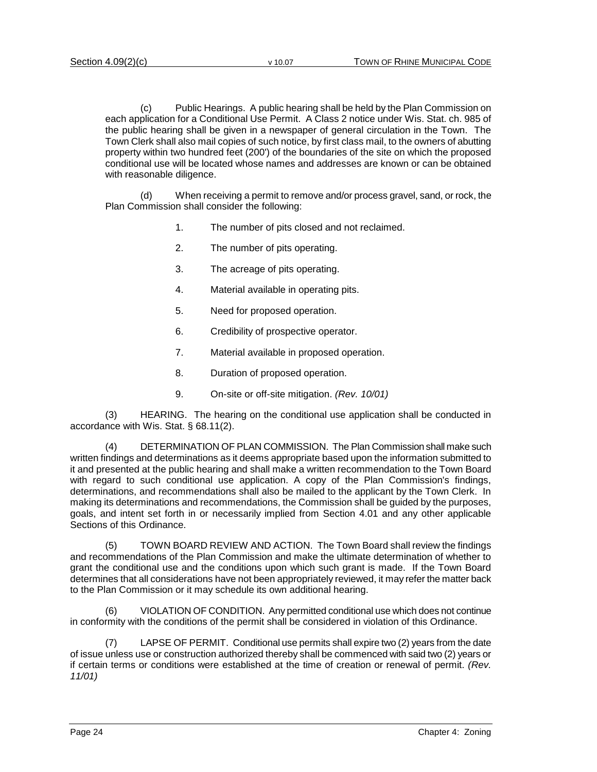(c) Public Hearings. A public hearing shall be held by the Plan Commission on each application for a Conditional Use Permit. A Class 2 notice under Wis. Stat. ch. 985 of the public hearing shall be given in a newspaper of general circulation in the Town. The Town Clerk shall also mail copies of such notice, by first class mail, to the owners of abutting property within two hundred feet (200') of the boundaries of the site on which the proposed conditional use will be located whose names and addresses are known or can be obtained with reasonable diligence.

(d) When receiving a permit to remove and/or process gravel, sand, or rock, the Plan Commission shall consider the following:

1. The number of pits closed and not reclaimed.
2. The number of pits operating.
3. The acreage of pits operating.
4. Material available in operating pits.
5. Need for proposed operation.
6. Credibility of prospective operator.
7. Material available in proposed operation.
8. Duration of proposed operation.
9. On-site or off-site mitigation. *(Rev. 10/01)*

(3) HEARING. The hearing on the conditional use application shall be conducted in accordance with Wis. Stat. § 68.11(2).

(4) DETERMINATION OF PLAN COMMISSION. The Plan Commission shall make such written findings and determinations as it deems appropriate based upon the information submitted to it and presented at the public hearing and shall make a written recommendation to the Town Board with regard to such conditional use application. A copy of the Plan Commission's findings, determinations, and recommendations shall also be mailed to the applicant by the Town Clerk. In making its determinations and recommendations, the Commission shall be guided by the purposes, goals, and intent set forth in or necessarily implied from Section 4.01 and any other applicable Sections of this Ordinance.

(5) TOWN BOARD REVIEW AND ACTION. The Town Board shall review the findings and recommendations of the Plan Commission and make the ultimate determination of whether to grant the conditional use and the conditions upon which such grant is made. If the Town Board determines that all considerations have not been appropriately reviewed, it may refer the matter back to the Plan Commission or it may schedule its own additional hearing.

(6) VIOLATION OF CONDITION. Any permitted conditional use which does not continue in conformity with the conditions of the permit shall be considered in violation of this Ordinance.

(7) LAPSE OF PERMIT. Conditional use permits shall expire two (2) years from the date of issue unless use or construction authorized thereby shall be commenced with said two (2) years or if certain terms or conditions were established at the time of creation or renewal of permit. *(Rev. 11/01)*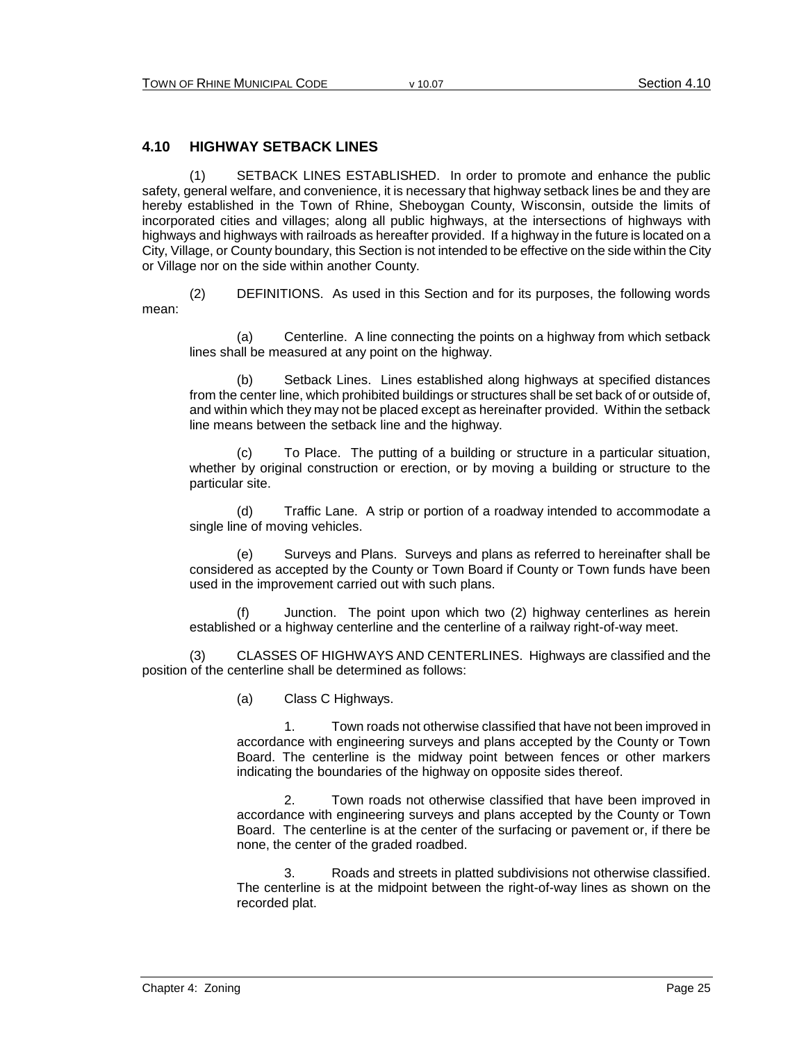## 4.10 HIGHWAY SETBACK LINES

(1) SETBACK LINES ESTABLISHED. In order to promote and enhance the public safety, general welfare, and convenience, it is necessary that highway setback lines be and they are hereby established in the Town of Rhine, Sheboygan County, Wisconsin, outside the limits of incorporated cities and villages; along all public highways, at the intersections of highways with highways and highways with railroads as hereafter provided. If a highway in the future is located on a City, Village, or County boundary, this Section is not intended to be effective on the side within the City or Village nor on the side within another County.

(2) DEFINITIONS. As used in this Section and for its purposes, the following words mean:

(a) Centerline. A line connecting the points on a highway from which setback lines shall be measured at any point on the highway.

(b) Setback Lines. Lines established along highways at specified distances from the center line, which prohibited buildings or structures shall be set back of or outside of, and within which they may not be placed except as hereinafter provided. Within the setback line means between the setback line and the highway.

(c) To Place. The putting of a building or structure in a particular situation, whether by original construction or erection, or by moving a building or structure to the particular site.

(d) Traffic Lane. A strip or portion of a roadway intended to accommodate a single line of moving vehicles.

(e) Surveys and Plans. Surveys and plans as referred to hereinafter shall be considered as accepted by the County or Town Board if County or Town funds have been used in the improvement carried out with such plans.

(f) Junction. The point upon which two (2) highway centerlines as herein established or a highway centerline and the centerline of a railway right-of-way meet.

(3) CLASSES OF HIGHWAYS AND CENTERLINES. Highways are classified and the position of the centerline shall be determined as follows:

(a) Class C Highways.

1. Town roads not otherwise classified that have not been improved in accordance with engineering surveys and plans accepted by the County or Town Board. The centerline is the midway point between fences or other markers indicating the boundaries of the highway on opposite sides thereof.

2. Town roads not otherwise classified that have been improved in accordance with engineering surveys and plans accepted by the County or Town Board. The centerline is at the center of the surfacing or pavement or, if there be none, the center of the graded roadbed.

3. Roads and streets in platted subdivisions not otherwise classified. The centerline is at the midpoint between the right-of-way lines as shown on the recorded plat.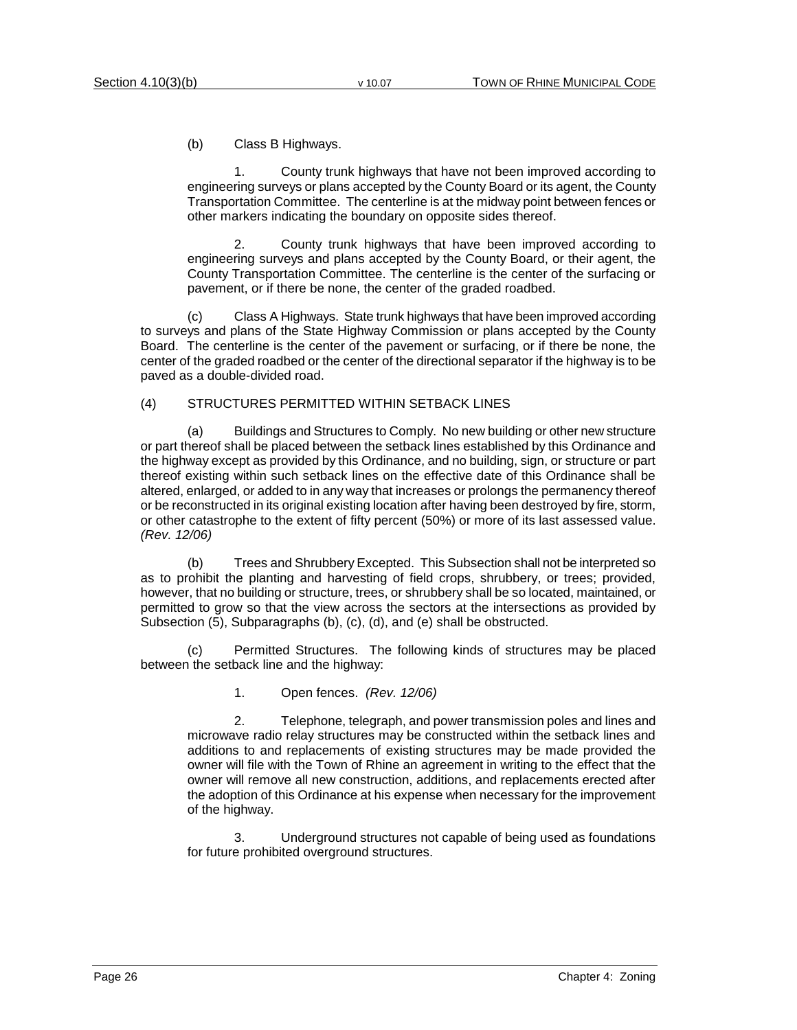(b) Class B Highways.

1. County trunk highways that have not been improved according to engineering surveys or plans accepted by the County Board or its agent, the County Transportation Committee. The centerline is at the midway point between fences or other markers indicating the boundary on opposite sides thereof.

2. County trunk highways that have been improved according to engineering surveys and plans accepted by the County Board, or their agent, the County Transportation Committee. The centerline is the center of the surfacing or pavement, or if there be none, the center of the graded roadbed.

(c) Class A Highways. State trunk highways that have been improved according to surveys and plans of the State Highway Commission or plans accepted by the County Board. The centerline is the center of the pavement or surfacing, or if there be none, the center of the graded roadbed or the center of the directional separator if the highway is to be paved as a double-divided road.

(4) STRUCTURES PERMITTED WITHIN SETBACK LINES

(a) Buildings and Structures to Comply. No new building or other new structure or part thereof shall be placed between the setback lines established by this Ordinance and the highway except as provided by this Ordinance, and no building, sign, or structure or part thereof existing within such setback lines on the effective date of this Ordinance shall be altered, enlarged, or added to in any way that increases or prolongs the permanency thereof or be reconstructed in its original existing location after having been destroyed by fire, storm, or other catastrophe to the extent of fifty percent (50%) or more of its last assessed value. *(Rev. 12/06)*

(b) Trees and Shrubbery Excepted. This Subsection shall not be interpreted so as to prohibit the planting and harvesting of field crops, shrubbery, or trees; provided, however, that no building or structure, trees, or shrubbery shall be so located, maintained, or permitted to grow so that the view across the sectors at the intersections as provided by Subsection (5), Subparagraphs (b), (c), (d), and (e) shall be obstructed.

(c) Permitted Structures. The following kinds of structures may be placed between the setback line and the highway:

1. Open fences. *(Rev. 12/06)*

2. Telephone, telegraph, and power transmission poles and lines and microwave radio relay structures may be constructed within the setback lines and additions to and replacements of existing structures may be made provided the owner will file with the Town of Rhine an agreement in writing to the effect that the owner will remove all new construction, additions, and replacements erected after the adoption of this Ordinance at his expense when necessary for the improvement of the highway.

3. Underground structures not capable of being used as foundations for future prohibited overground structures.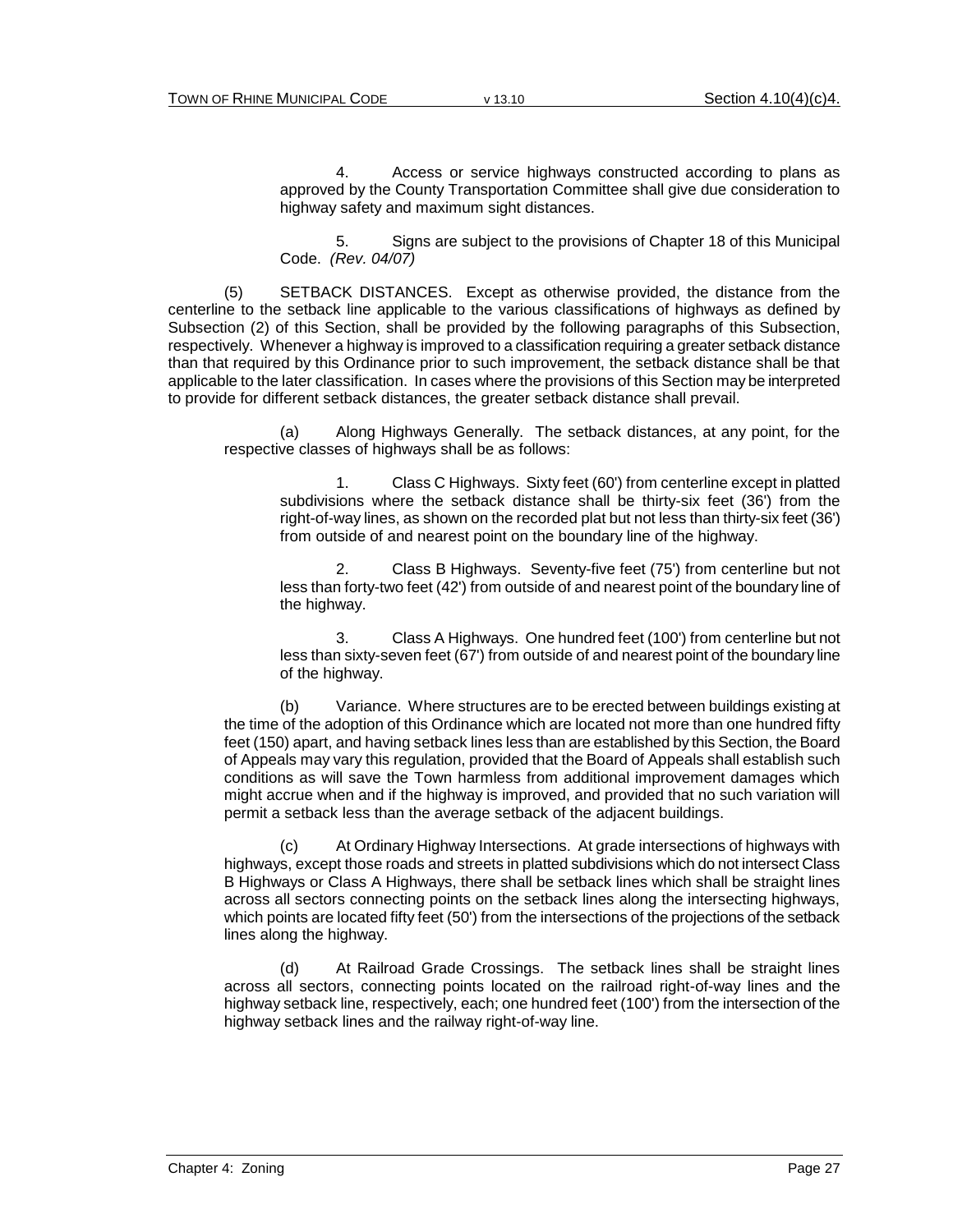4. Access or service highways constructed according to plans as approved by the County Transportation Committee shall give due consideration to highway safety and maximum sight distances.

5. Signs are subject to the provisions of Chapter 18 of this Municipal Code. *(Rev. 04/07)*

(5) SETBACK DISTANCES. Except as otherwise provided, the distance from the centerline to the setback line applicable to the various classifications of highways as defined by Subsection (2) of this Section, shall be provided by the following paragraphs of this Subsection, respectively. Whenever a highway is improved to a classification requiring a greater setback distance than that required by this Ordinance prior to such improvement, the setback distance shall be that applicable to the later classification. In cases where the provisions of this Section may be interpreted to provide for different setback distances, the greater setback distance shall prevail.

(a) Along Highways Generally. The setback distances, at any point, for the respective classes of highways shall be as follows:

1. Class C Highways. Sixty feet (60') from centerline except in platted subdivisions where the setback distance shall be thirty-six feet (36') from the right-of-way lines, as shown on the recorded plat but not less than thirty-six feet (36') from outside of and nearest point on the boundary line of the highway.

2. Class B Highways. Seventy-five feet (75') from centerline but not less than forty-two feet (42') from outside of and nearest point of the boundary line of the highway.

3. Class A Highways. One hundred feet (100') from centerline but not less than sixty-seven feet (67') from outside of and nearest point of the boundary line of the highway.

(b) Variance. Where structures are to be erected between buildings existing at the time of the adoption of this Ordinance which are located not more than one hundred fifty feet (150) apart, and having setback lines less than are established by this Section, the Board of Appeals may vary this regulation, provided that the Board of Appeals shall establish such conditions as will save the Town harmless from additional improvement damages which might accrue when and if the highway is improved, and provided that no such variation will permit a setback less than the average setback of the adjacent buildings.

(c) At Ordinary Highway Intersections. At grade intersections of highways with highways, except those roads and streets in platted subdivisions which do not intersect Class B Highways or Class A Highways, there shall be setback lines which shall be straight lines across all sectors connecting points on the setback lines along the intersecting highways, which points are located fifty feet (50') from the intersections of the projections of the setback lines along the highway.

(d) At Railroad Grade Crossings. The setback lines shall be straight lines across all sectors, connecting points located on the railroad right-of-way lines and the highway setback line, respectively, each; one hundred feet (100') from the intersection of the highway setback lines and the railway right-of-way line.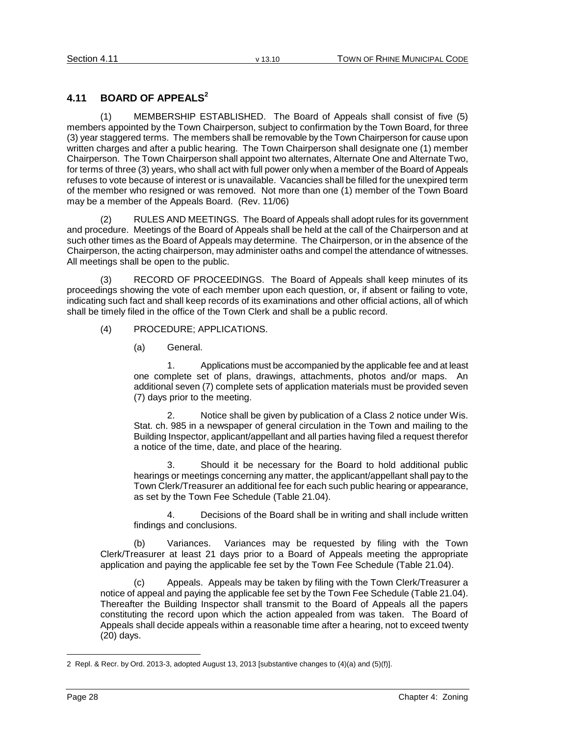## 4.11 BOARD OF APPEALS[2]

(1) MEMBERSHIP ESTABLISHED. The Board of Appeals shall consist of five (5) members appointed by the Town Chairperson, subject to confirmation by the Town Board, for three (3) year staggered terms. The members shall be removable by the Town Chairperson for cause upon written charges and after a public hearing. The Town Chairperson shall designate one (1) member Chairperson. The Town Chairperson shall appoint two alternates, Alternate One and Alternate Two, for terms of three (3) years, who shall act with full power only when a member of the Board of Appeals refuses to vote because of interest or is unavailable. Vacancies shall be filled for the unexpired term of the member who resigned or was removed. Not more than one (1) member of the Town Board may be a member of the Appeals Board. (Rev. 11/06)

(2) RULES AND MEETINGS. The Board of Appeals shall adopt rules for its government and procedure. Meetings of the Board of Appeals shall be held at the call of the Chairperson and at such other times as the Board of Appeals may determine. The Chairperson, or in the absence of the Chairperson, the acting chairperson, may administer oaths and compel the attendance of witnesses. All meetings shall be open to the public.

(3) RECORD OF PROCEEDINGS. The Board of Appeals shall keep minutes of its proceedings showing the vote of each member upon each question, or, if absent or failing to vote, indicating such fact and shall keep records of its examinations and other official actions, all of which shall be timely filed in the office of the Town Clerk and shall be a public record.

(4) PROCEDURE; APPLICATIONS.

(a) General.

1. Applications must be accompanied by the applicable fee and at least one complete set of plans, drawings, attachments, photos and/or maps. An additional seven (7) complete sets of application materials must be provided seven (7) days prior to the meeting.

2. Notice shall be given by publication of a Class 2 notice under Wis. Stat. ch. 985 in a newspaper of general circulation in the Town and mailing to the Building Inspector, applicant/appellant and all parties having filed a request therefor a notice of the time, date, and place of the hearing.

3. Should it be necessary for the Board to hold additional public hearings or meetings concerning any matter, the applicant/appellant shall pay to the Town Clerk/Treasurer an additional fee for each such public hearing or appearance, as set by the Town Fee Schedule (Table 21.04).

4. Decisions of the Board shall be in writing and shall include written findings and conclusions.

(b) Variances. Variances may be requested by filing with the Town Clerk/Treasurer at least 21 days prior to a Board of Appeals meeting the appropriate application and paying the applicable fee set by the Town Fee Schedule (Table 21.04).

(c) Appeals. Appeals may be taken by filing with the Town Clerk/Treasurer a notice of appeal and paying the applicable fee set by the Town Fee Schedule (Table 21.04). Thereafter the Building Inspector shall transmit to the Board of Appeals all the papers constituting the record upon which the action appealed from was taken. The Board of Appeals shall decide appeals within a reasonable time after a hearing, not to exceed twenty (20) days.

---

[2] Repl. & Recr. by Ord. 2013-3, adopted August 13, 2013 [substantive changes to (4)(a) and (5)(f)].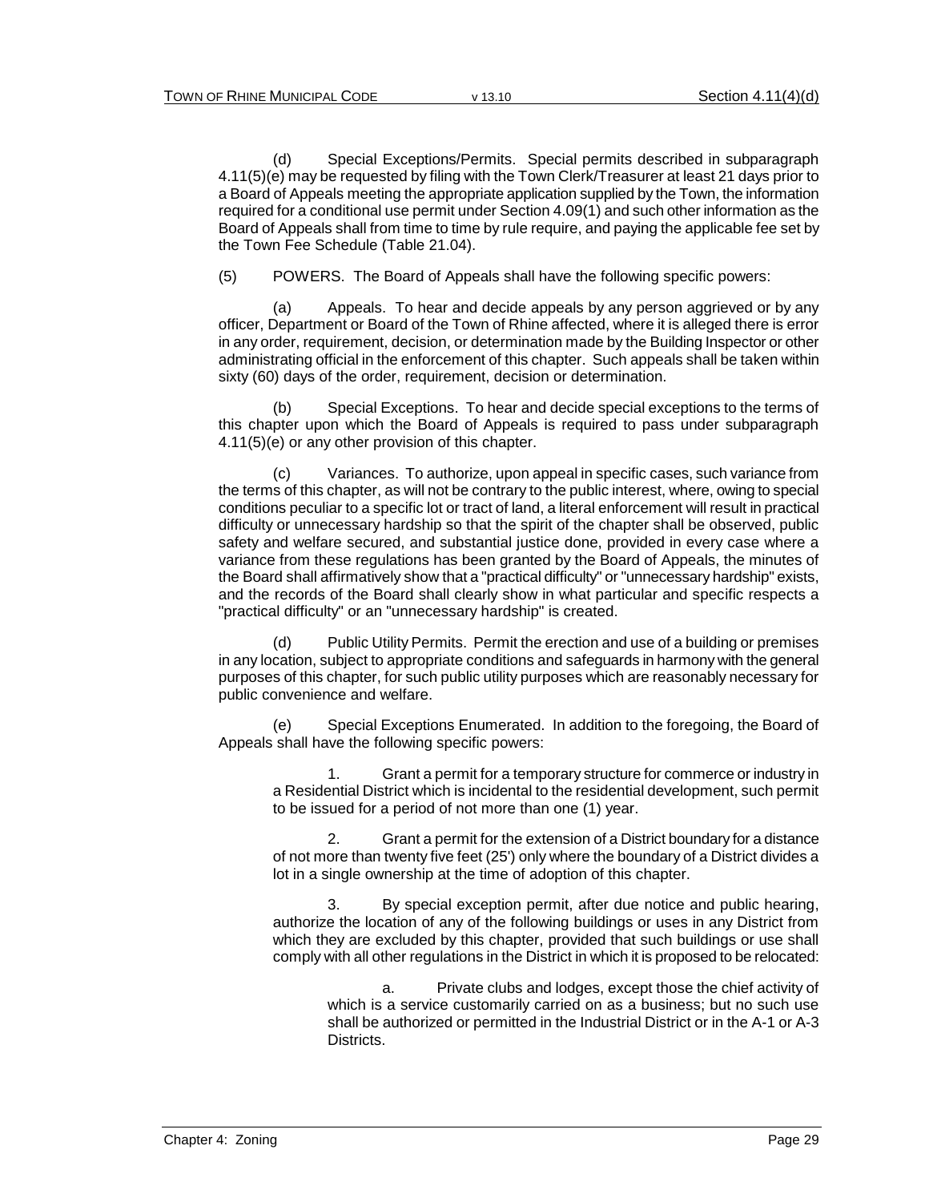(d) Special Exceptions/Permits. Special permits described in subparagraph 4.11(5)(e) may be requested by filing with the Town Clerk/Treasurer at least 21 days prior to a Board of Appeals meeting the appropriate application supplied by the Town, the information required for a conditional use permit under Section 4.09(1) and such other information as the Board of Appeals shall from time to time by rule require, and paying the applicable fee set by the Town Fee Schedule (Table 21.04).

(5) POWERS. The Board of Appeals shall have the following specific powers:

(a) Appeals. To hear and decide appeals by any person aggrieved or by any officer, Department or Board of the Town of Rhine affected, where it is alleged there is error in any order, requirement, decision, or determination made by the Building Inspector or other administrating official in the enforcement of this chapter. Such appeals shall be taken within sixty (60) days of the order, requirement, decision or determination.

(b) Special Exceptions. To hear and decide special exceptions to the terms of this chapter upon which the Board of Appeals is required to pass under subparagraph 4.11(5)(e) or any other provision of this chapter.

(c) Variances. To authorize, upon appeal in specific cases, such variance from the terms of this chapter, as will not be contrary to the public interest, where, owing to special conditions peculiar to a specific lot or tract of land, a literal enforcement will result in practical difficulty or unnecessary hardship so that the spirit of the chapter shall be observed, public safety and welfare secured, and substantial justice done, provided in every case where a variance from these regulations has been granted by the Board of Appeals, the minutes of the Board shall affirmatively show that a "practical difficulty" or "unnecessary hardship" exists, and the records of the Board shall clearly show in what particular and specific respects a "practical difficulty" or an "unnecessary hardship" is created.

(d) Public Utility Permits. Permit the erection and use of a building or premises in any location, subject to appropriate conditions and safeguards in harmony with the general purposes of this chapter, for such public utility purposes which are reasonably necessary for public convenience and welfare.

(e) Special Exceptions Enumerated. In addition to the foregoing, the Board of Appeals shall have the following specific powers:

1. Grant a permit for a temporary structure for commerce or industry in a Residential District which is incidental to the residential development, such permit to be issued for a period of not more than one (1) year.

2. Grant a permit for the extension of a District boundary for a distance of not more than twenty five feet (25') only where the boundary of a District divides a lot in a single ownership at the time of adoption of this chapter.

3. By special exception permit, after due notice and public hearing, authorize the location of any of the following buildings or uses in any District from which they are excluded by this chapter, provided that such buildings or use shall comply with all other regulations in the District in which it is proposed to be relocated:

a. Private clubs and lodges, except those the chief activity of which is a service customarily carried on as a business; but no such use shall be authorized or permitted in the Industrial District or in the A-1 or A-3 Districts.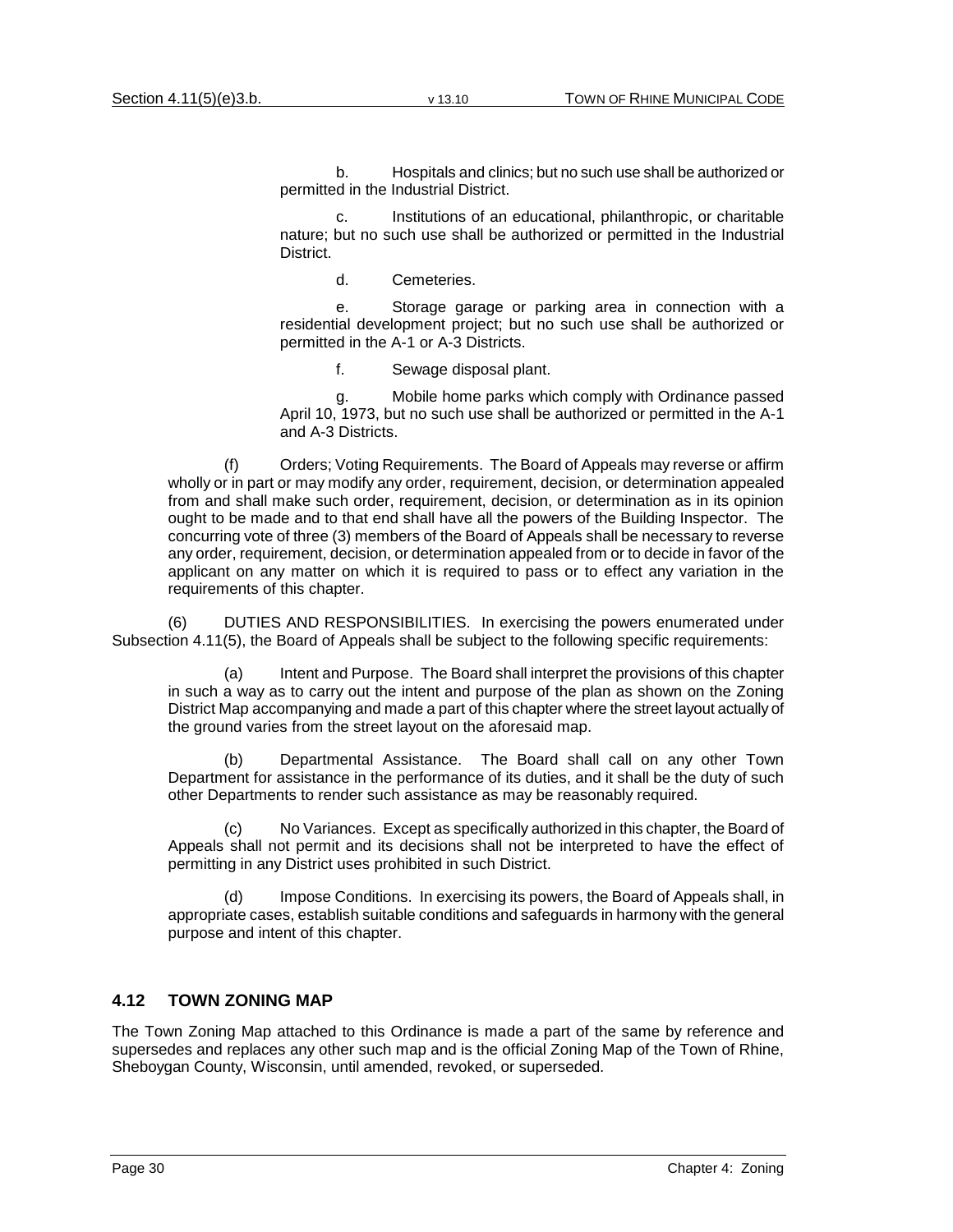b. Hospitals and clinics; but no such use shall be authorized or permitted in the Industrial District.

c. Institutions of an educational, philanthropic, or charitable nature; but no such use shall be authorized or permitted in the Industrial District.

d. Cemeteries.

e. Storage garage or parking area in connection with a residential development project; but no such use shall be authorized or permitted in the A-1 or A-3 Districts.

f. Sewage disposal plant.

g. Mobile home parks which comply with Ordinance passed April 10, 1973, but no such use shall be authorized or permitted in the A-1 and A-3 Districts.

(f) Orders; Voting Requirements. The Board of Appeals may reverse or affirm wholly or in part or may modify any order, requirement, decision, or determination appealed from and shall make such order, requirement, decision, or determination as in its opinion ought to be made and to that end shall have all the powers of the Building Inspector. The concurring vote of three (3) members of the Board of Appeals shall be necessary to reverse any order, requirement, decision, or determination appealed from or to decide in favor of the applicant on any matter on which it is required to pass or to effect any variation in the requirements of this chapter.

(6) DUTIES AND RESPONSIBILITIES. In exercising the powers enumerated under Subsection 4.11(5), the Board of Appeals shall be subject to the following specific requirements:

(a) Intent and Purpose. The Board shall interpret the provisions of this chapter in such a way as to carry out the intent and purpose of the plan as shown on the Zoning District Map accompanying and made a part of this chapter where the street layout actually of the ground varies from the street layout on the aforesaid map.

(b) Departmental Assistance. The Board shall call on any other Town Department for assistance in the performance of its duties, and it shall be the duty of such other Departments to render such assistance as may be reasonably required.

(c) No Variances. Except as specifically authorized in this chapter, the Board of Appeals shall not permit and its decisions shall not be interpreted to have the effect of permitting in any District uses prohibited in such District.

(d) Impose Conditions. In exercising its powers, the Board of Appeals shall, in appropriate cases, establish suitable conditions and safeguards in harmony with the general purpose and intent of this chapter.

## 4.12 TOWN ZONING MAP

The Town Zoning Map attached to this Ordinance is made a part of the same by reference and supersedes and replaces any other such map and is the official Zoning Map of the Town of Rhine, Sheboygan County, Wisconsin, until amended, revoked, or superseded.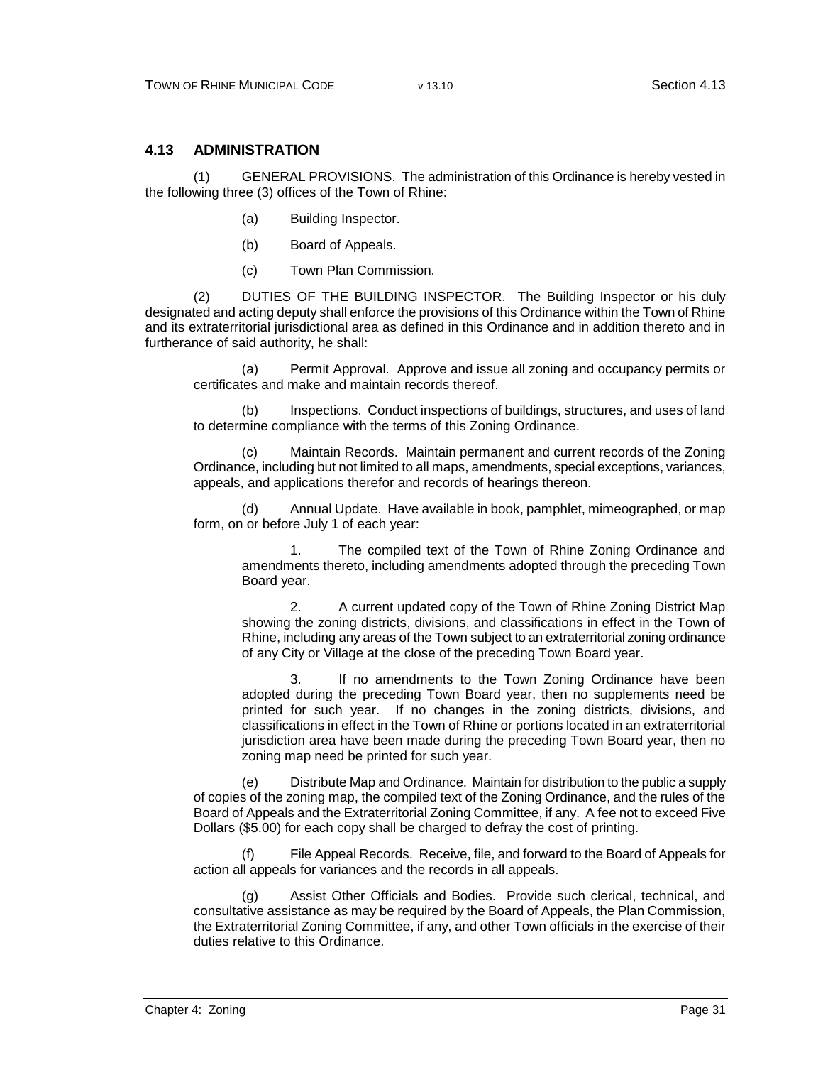## 4.13 ADMINISTRATION

(1) GENERAL PROVISIONS. The administration of this Ordinance is hereby vested in the following three (3) offices of the Town of Rhine:

(a) Building Inspector.

(b) Board of Appeals.

(c) Town Plan Commission.

(2) DUTIES OF THE BUILDING INSPECTOR. The Building Inspector or his duly designated and acting deputy shall enforce the provisions of this Ordinance within the Town of Rhine and its extraterritorial jurisdictional area as defined in this Ordinance and in addition thereto and in furtherance of said authority, he shall:

(a) Permit Approval. Approve and issue all zoning and occupancy permits or certificates and make and maintain records thereof.

(b) Inspections. Conduct inspections of buildings, structures, and uses of land to determine compliance with the terms of this Zoning Ordinance.

(c) Maintain Records. Maintain permanent and current records of the Zoning Ordinance, including but not limited to all maps, amendments, special exceptions, variances, appeals, and applications therefor and records of hearings thereon.

(d) Annual Update. Have available in book, pamphlet, mimeographed, or map form, on or before July 1 of each year:

1. The compiled text of the Town of Rhine Zoning Ordinance and amendments thereto, including amendments adopted through the preceding Town Board year.

2. A current updated copy of the Town of Rhine Zoning District Map showing the zoning districts, divisions, and classifications in effect in the Town of Rhine, including any areas of the Town subject to an extraterritorial zoning ordinance of any City or Village at the close of the preceding Town Board year.

3. If no amendments to the Town Zoning Ordinance have been adopted during the preceding Town Board year, then no supplements need be printed for such year. If no changes in the zoning districts, divisions, and classifications in effect in the Town of Rhine or portions located in an extraterritorial jurisdiction area have been made during the preceding Town Board year, then no zoning map need be printed for such year.

(e) Distribute Map and Ordinance. Maintain for distribution to the public a supply of copies of the zoning map, the compiled text of the Zoning Ordinance, and the rules of the Board of Appeals and the Extraterritorial Zoning Committee, if any. A fee not to exceed Five Dollars ($5.00) for each copy shall be charged to defray the cost of printing.

(f) File Appeal Records. Receive, file, and forward to the Board of Appeals for action all appeals for variances and the records in all appeals.

(g) Assist Other Officials and Bodies. Provide such clerical, technical, and consultative assistance as may be required by the Board of Appeals, the Plan Commission, the Extraterritorial Zoning Committee, if any, and other Town officials in the exercise of their duties relative to this Ordinance.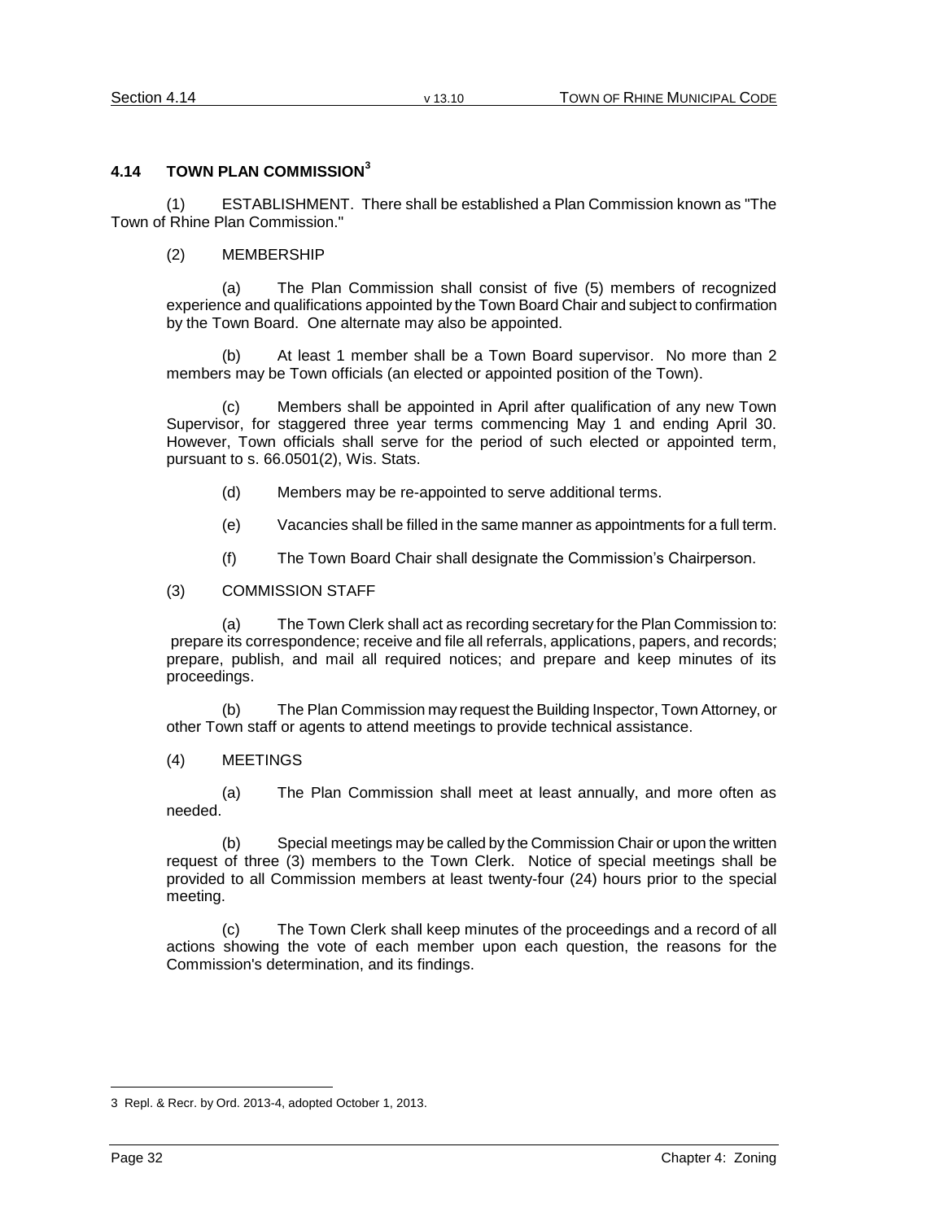## 4.14 TOWN PLAN COMMISSION[3]

(1) ESTABLISHMENT. There shall be established a Plan Commission known as "The Town of Rhine Plan Commission."

(2) MEMBERSHIP

(a) The Plan Commission shall consist of five (5) members of recognized experience and qualifications appointed by the Town Board Chair and subject to confirmation by the Town Board. One alternate may also be appointed.

(b) At least 1 member shall be a Town Board supervisor. No more than 2 members may be Town officials (an elected or appointed position of the Town).

(c) Members shall be appointed in April after qualification of any new Town Supervisor, for staggered three year terms commencing May 1 and ending April 30. However, Town officials shall serve for the period of such elected or appointed term, pursuant to s. 66.0501(2), Wis. Stats.

(d) Members may be re-appointed to serve additional terms.

(e) Vacancies shall be filled in the same manner as appointments for a full term.

(f) The Town Board Chair shall designate the Commission's Chairperson.

(3) COMMISSION STAFF

(a) The Town Clerk shall act as recording secretary for the Plan Commission to: prepare its correspondence; receive and file all referrals, applications, papers, and records; prepare, publish, and mail all required notices; and prepare and keep minutes of its proceedings.

(b) The Plan Commission may request the Building Inspector, Town Attorney, or other Town staff or agents to attend meetings to provide technical assistance.

(4) MEETINGS

(a) The Plan Commission shall meet at least annually, and more often as needed.

(b) Special meetings may be called by the Commission Chair or upon the written request of three (3) members to the Town Clerk. Notice of special meetings shall be provided to all Commission members at least twenty-four (24) hours prior to the special meeting.

(c) The Town Clerk shall keep minutes of the proceedings and a record of all actions showing the vote of each member upon each question, the reasons for the Commission's determination, and its findings.

---

3 Repl. & Recr. by Ord. 2013-4, adopted October 1, 2013.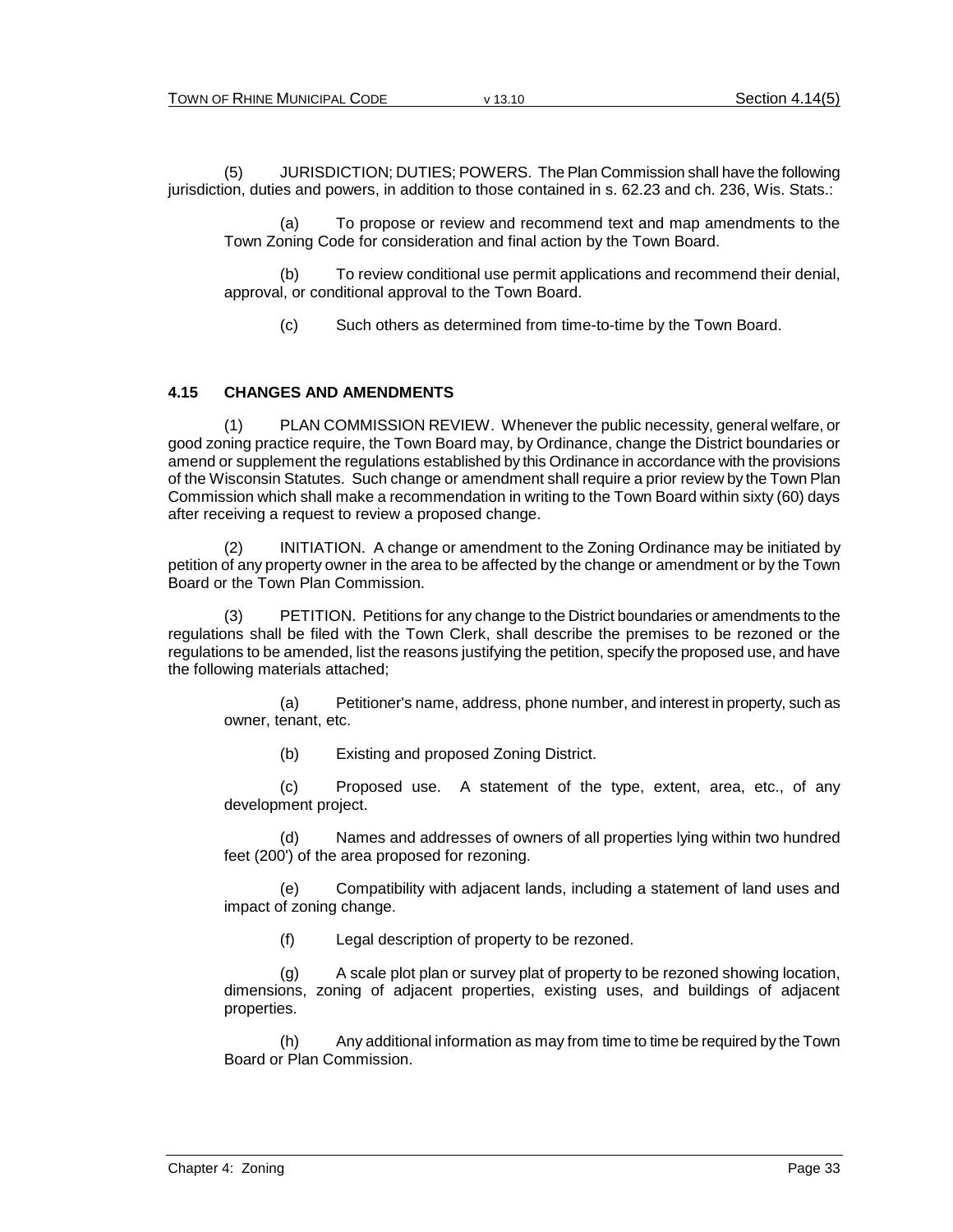(5) JURISDICTION; DUTIES; POWERS. The Plan Commission shall have the following jurisdiction, duties and powers, in addition to those contained in s. 62.23 and ch. 236, Wis. Stats.:

(a) To propose or review and recommend text and map amendments to the Town Zoning Code for consideration and final action by the Town Board.

(b) To review conditional use permit applications and recommend their denial, approval, or conditional approval to the Town Board.

(c) Such others as determined from time-to-time by the Town Board.

## 4.15 CHANGES AND AMENDMENTS

(1) PLAN COMMISSION REVIEW. Whenever the public necessity, general welfare, or good zoning practice require, the Town Board may, by Ordinance, change the District boundaries or amend or supplement the regulations established by this Ordinance in accordance with the provisions of the Wisconsin Statutes. Such change or amendment shall require a prior review by the Town Plan Commission which shall make a recommendation in writing to the Town Board within sixty (60) days after receiving a request to review a proposed change.

(2) INITIATION. A change or amendment to the Zoning Ordinance may be initiated by petition of any property owner in the area to be affected by the change or amendment or by the Town Board or the Town Plan Commission.

(3) PETITION. Petitions for any change to the District boundaries or amendments to the regulations shall be filed with the Town Clerk, shall describe the premises to be rezoned or the regulations to be amended, list the reasons justifying the petition, specify the proposed use, and have the following materials attached;

(a) Petitioner's name, address, phone number, and interest in property, such as owner, tenant, etc.

(b) Existing and proposed Zoning District.

(c) Proposed use. A statement of the type, extent, area, etc., of any development project.

(d) Names and addresses of owners of all properties lying within two hundred feet (200') of the area proposed for rezoning.

(e) Compatibility with adjacent lands, including a statement of land uses and impact of zoning change.

(f) Legal description of property to be rezoned.

(g) A scale plot plan or survey plat of property to be rezoned showing location, dimensions, zoning of adjacent properties, existing uses, and buildings of adjacent properties.

(h) Any additional information as may from time to time be required by the Town Board or Plan Commission.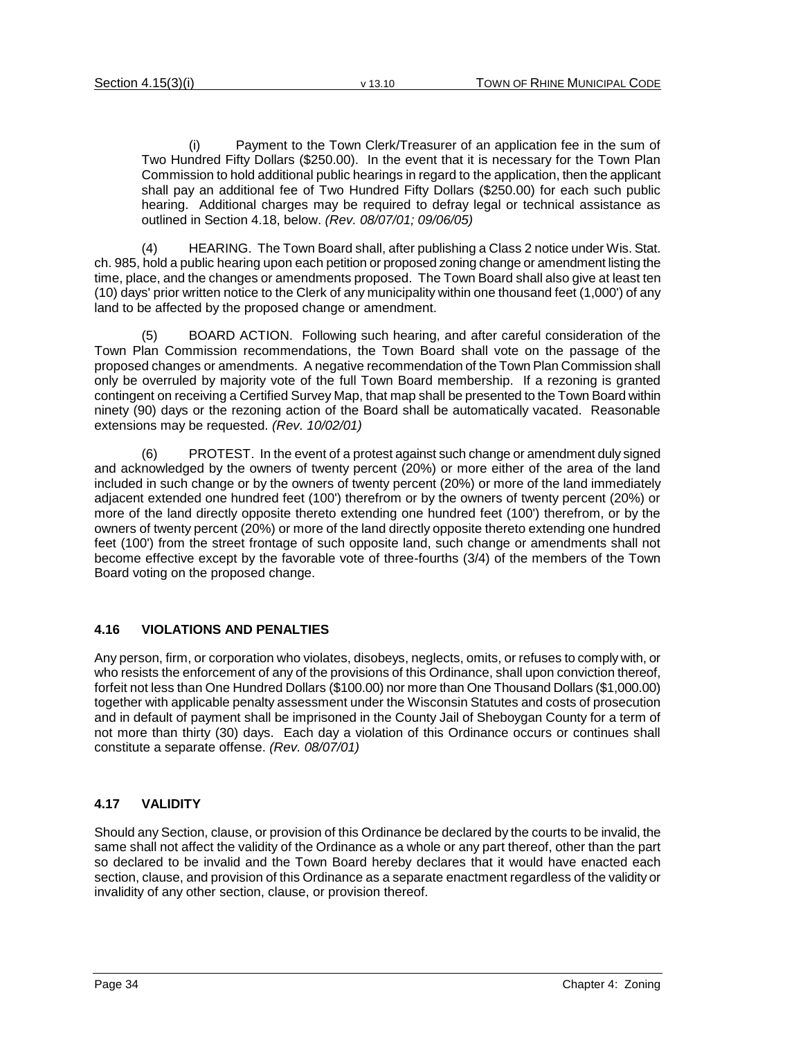(i) Payment to the Town Clerk/Treasurer of an application fee in the sum of Two Hundred Fifty Dollars ($250.00). In the event that it is necessary for the Town Plan Commission to hold additional public hearings in regard to the application, then the applicant shall pay an additional fee of Two Hundred Fifty Dollars ($250.00) for each such public hearing. Additional charges may be required to defray legal or technical assistance as outlined in Section 4.18, below. *(Rev. 08/07/01; 09/06/05)*

(4) HEARING. The Town Board shall, after publishing a Class 2 notice under Wis. Stat. ch. 985, hold a public hearing upon each petition or proposed zoning change or amendment listing the time, place, and the changes or amendments proposed. The Town Board shall also give at least ten (10) days' prior written notice to the Clerk of any municipality within one thousand feet (1,000') of any land to be affected by the proposed change or amendment.

(5) BOARD ACTION. Following such hearing, and after careful consideration of the Town Plan Commission recommendations, the Town Board shall vote on the passage of the proposed changes or amendments. A negative recommendation of the Town Plan Commission shall only be overruled by majority vote of the full Town Board membership. If a rezoning is granted contingent on receiving a Certified Survey Map, that map shall be presented to the Town Board within ninety (90) days or the rezoning action of the Board shall be automatically vacated. Reasonable extensions may be requested. *(Rev. 10/02/01)*

(6) PROTEST. In the event of a protest against such change or amendment duly signed and acknowledged by the owners of twenty percent (20%) or more either of the area of the land included in such change or by the owners of twenty percent (20%) or more of the land immediately adjacent extended one hundred feet (100') therefrom or by the owners of twenty percent (20%) or more of the land directly opposite thereto extending one hundred feet (100') therefrom, or by the owners of twenty percent (20%) or more of the land directly opposite thereto extending one hundred feet (100') from the street frontage of such opposite land, such change or amendments shall not become effective except by the favorable vote of three-fourths (3/4) of the members of the Town Board voting on the proposed change.

## 4.16 VIOLATIONS AND PENALTIES

Any person, firm, or corporation who violates, disobeys, neglects, omits, or refuses to comply with, or who resists the enforcement of any of the provisions of this Ordinance, shall upon conviction thereof, forfeit not less than One Hundred Dollars ($100.00) nor more than One Thousand Dollars ($1,000.00) together with applicable penalty assessment under the Wisconsin Statutes and costs of prosecution and in default of payment shall be imprisoned in the County Jail of Sheboygan County for a term of not more than thirty (30) days. Each day a violation of this Ordinance occurs or continues shall constitute a separate offense. *(Rev. 08/07/01)*

## 4.17 VALIDITY

Should any Section, clause, or provision of this Ordinance be declared by the courts to be invalid, the same shall not affect the validity of the Ordinance as a whole or any part thereof, other than the part so declared to be invalid and the Town Board hereby declares that it would have enacted each section, clause, and provision of this Ordinance as a separate enactment regardless of the validity or invalidity of any other section, clause, or provision thereof.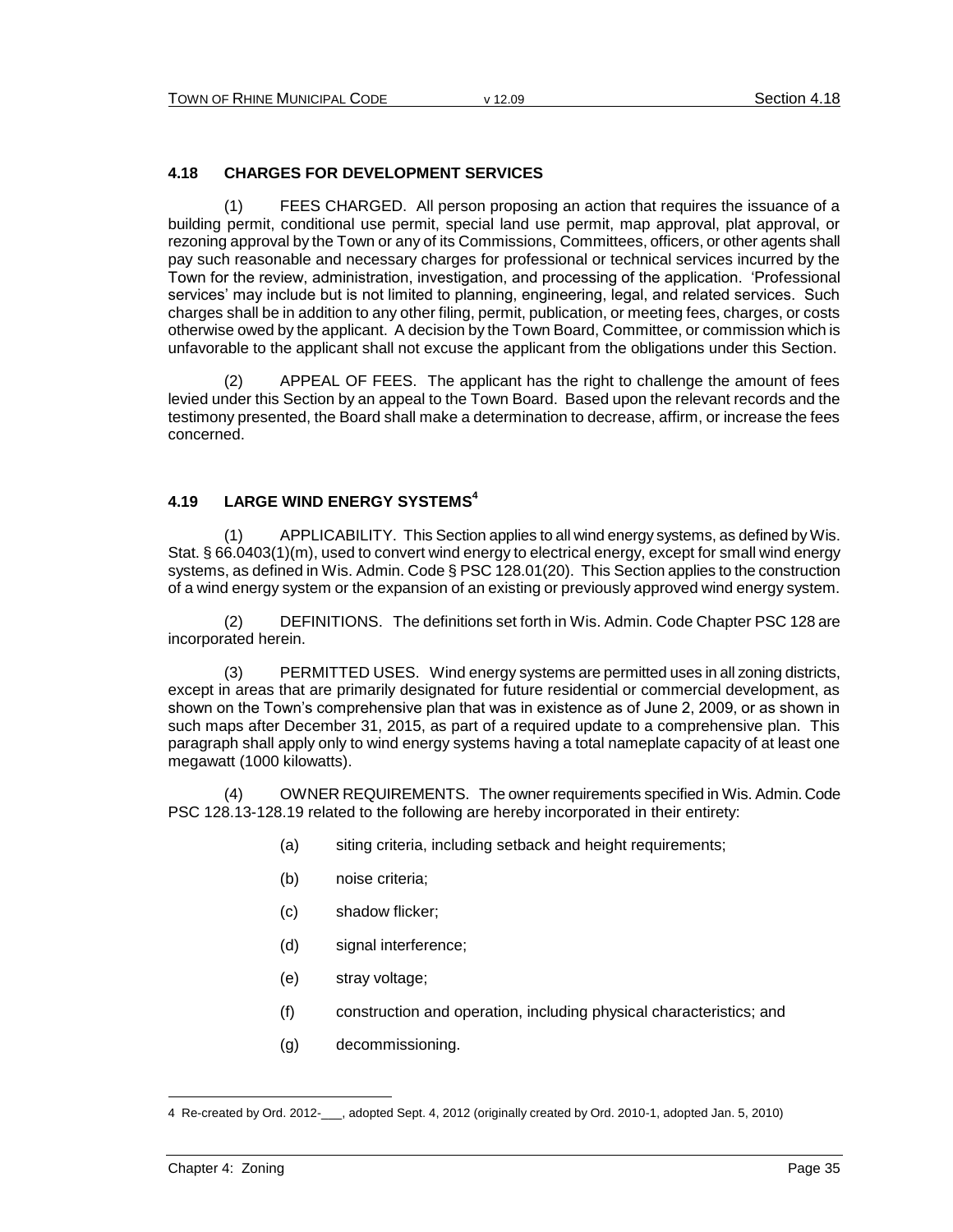### 4.18 CHARGES FOR DEVELOPMENT SERVICES

(1) FEES CHARGED. All person proposing an action that requires the issuance of a building permit, conditional use permit, special land use permit, map approval, plat approval, or rezoning approval by the Town or any of its Commissions, Committees, officers, or other agents shall pay such reasonable and necessary charges for professional or technical services incurred by the Town for the review, administration, investigation, and processing of the application. 'Professional services' may include but is not limited to planning, engineering, legal, and related services. Such charges shall be in addition to any other filing, permit, publication, or meeting fees, charges, or costs otherwise owed by the applicant. A decision by the Town Board, Committee, or commission which is unfavorable to the applicant shall not excuse the applicant from the obligations under this Section.

(2) APPEAL OF FEES. The applicant has the right to challenge the amount of fees levied under this Section by an appeal to the Town Board. Based upon the relevant records and the testimony presented, the Board shall make a determination to decrease, affirm, or increase the fees concerned.

### 4.19 LARGE WIND ENERGY SYSTEMS[4]

(1) APPLICABILITY. This Section applies to all wind energy systems, as defined by Wis. Stat. § 66.0403(1)(m), used to convert wind energy to electrical energy, except for small wind energy systems, as defined in Wis. Admin. Code § PSC 128.01(20). This Section applies to the construction of a wind energy system or the expansion of an existing or previously approved wind energy system.

(2) DEFINITIONS. The definitions set forth in Wis. Admin. Code Chapter PSC 128 are incorporated herein.

(3) PERMITTED USES. Wind energy systems are permitted uses in all zoning districts, except in areas that are primarily designated for future residential or commercial development, as shown on the Town's comprehensive plan that was in existence as of June 2, 2009, or as shown in such maps after December 31, 2015, as part of a required update to a comprehensive plan. This paragraph shall apply only to wind energy systems having a total nameplate capacity of at least one megawatt (1000 kilowatts).

(4) OWNER REQUIREMENTS. The owner requirements specified in Wis. Admin. Code PSC 128.13-128.19 related to the following are hereby incorporated in their entirety:

(a) siting criteria, including setback and height requirements;

(b) noise criteria;

(c) shadow flicker;

(d) signal interference;

(e) stray voltage;

(f) construction and operation, including physical characteristics; and

(g) decommissioning.

---

4 Re-created by Ord. 2012-___, adopted Sept. 4, 2012 (originally created by Ord. 2010-1, adopted Jan. 5, 2010)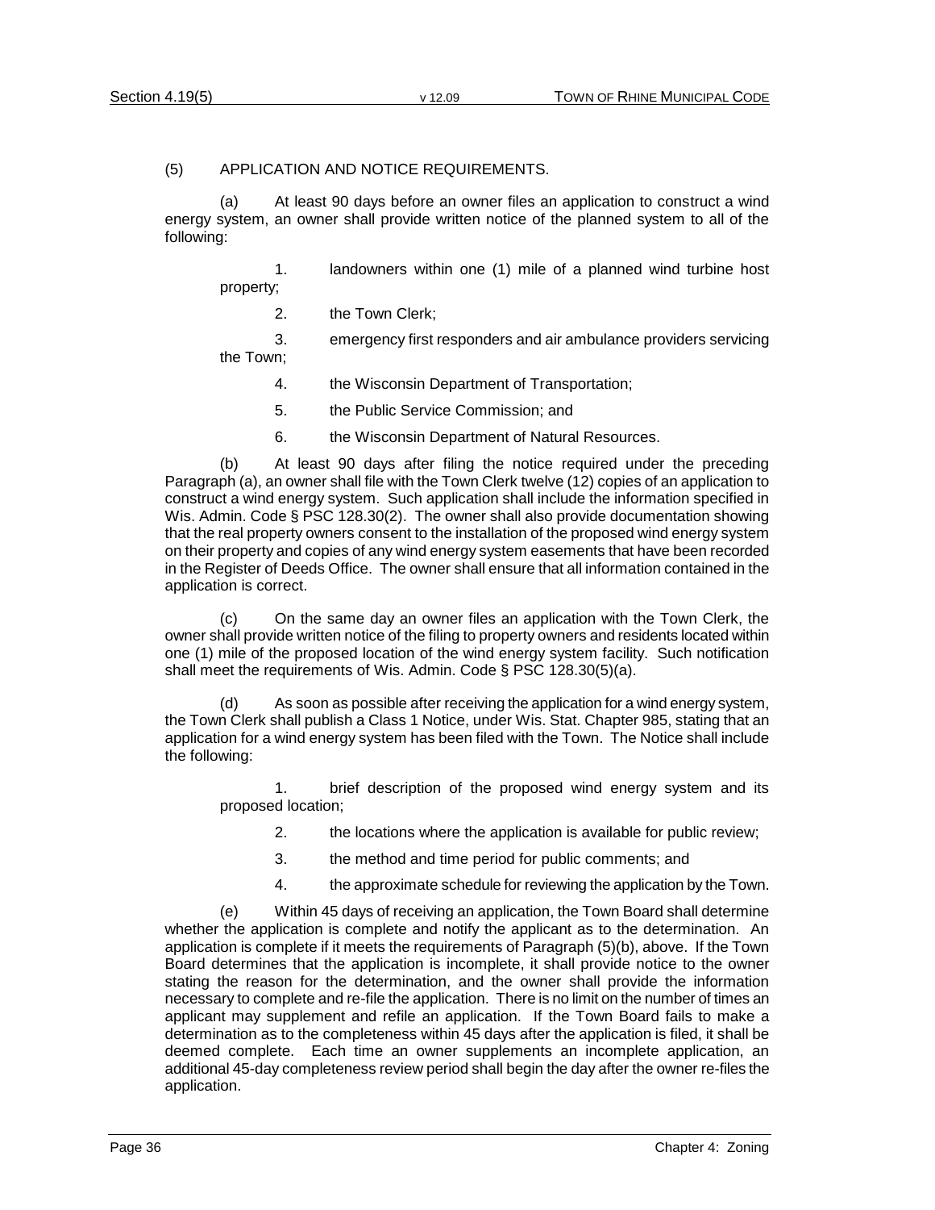(5) APPLICATION AND NOTICE REQUIREMENTS.

(a) At least 90 days before an owner files an application to construct a wind energy system, an owner shall provide written notice of the planned system to all of the following:

1. landowners within one (1) mile of a planned wind turbine host property;
2. the Town Clerk;
3. emergency first responders and air ambulance providers servicing the Town;
4. the Wisconsin Department of Transportation;
5. the Public Service Commission; and
6. the Wisconsin Department of Natural Resources.

(b) At least 90 days after filing the notice required under the preceding Paragraph (a), an owner shall file with the Town Clerk twelve (12) copies of an application to construct a wind energy system. Such application shall include the information specified in Wis. Admin. Code § PSC 128.30(2). The owner shall also provide documentation showing that the real property owners consent to the installation of the proposed wind energy system on their property and copies of any wind energy system easements that have been recorded in the Register of Deeds Office. The owner shall ensure that all information contained in the application is correct.

(c) On the same day an owner files an application with the Town Clerk, the owner shall provide written notice of the filing to property owners and residents located within one (1) mile of the proposed location of the wind energy system facility. Such notification shall meet the requirements of Wis. Admin. Code § PSC 128.30(5)(a).

(d) As soon as possible after receiving the application for a wind energy system, the Town Clerk shall publish a Class 1 Notice, under Wis. Stat. Chapter 985, stating that an application for a wind energy system has been filed with the Town. The Notice shall include the following:

1. brief description of the proposed wind energy system and its proposed location;
2. the locations where the application is available for public review;
3. the method and time period for public comments; and
4. the approximate schedule for reviewing the application by the Town.

(e) Within 45 days of receiving an application, the Town Board shall determine whether the application is complete and notify the applicant as to the determination. An application is complete if it meets the requirements of Paragraph (5)(b), above. If the Town Board determines that the application is incomplete, it shall provide notice to the owner stating the reason for the determination, and the owner shall provide the information necessary to complete and re-file the application. There is no limit on the number of times an applicant may supplement and refile an application. If the Town Board fails to make a determination as to the completeness within 45 days after the application is filed, it shall be deemed complete. Each time an owner supplements an incomplete application, an additional 45-day completeness review period shall begin the day after the owner re-files the application.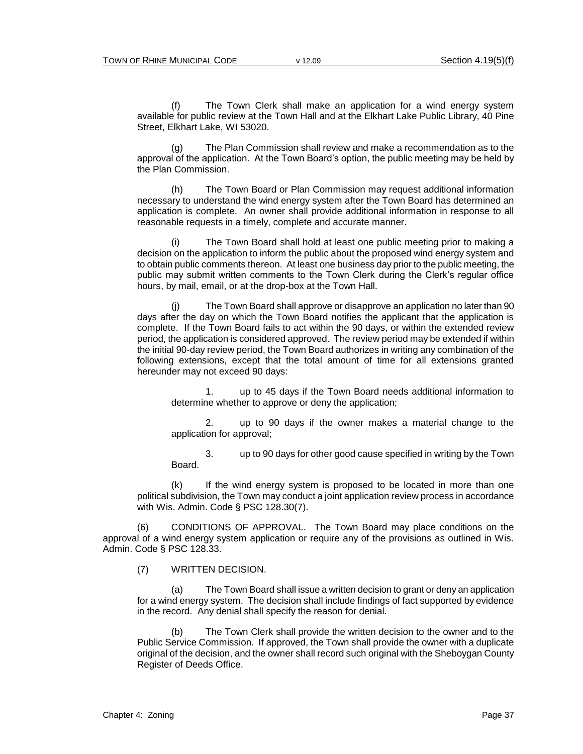(f) The Town Clerk shall make an application for a wind energy system available for public review at the Town Hall and at the Elkhart Lake Public Library, 40 Pine Street, Elkhart Lake, WI 53020.

(g) The Plan Commission shall review and make a recommendation as to the approval of the application. At the Town Board's option, the public meeting may be held by the Plan Commission.

(h) The Town Board or Plan Commission may request additional information necessary to understand the wind energy system after the Town Board has determined an application is complete. An owner shall provide additional information in response to all reasonable requests in a timely, complete and accurate manner.

(i) The Town Board shall hold at least one public meeting prior to making a decision on the application to inform the public about the proposed wind energy system and to obtain public comments thereon. At least one business day prior to the public meeting, the public may submit written comments to the Town Clerk during the Clerk's regular office hours, by mail, email, or at the drop-box at the Town Hall.

(j) The Town Board shall approve or disapprove an application no later than 90 days after the day on which the Town Board notifies the applicant that the application is complete. If the Town Board fails to act within the 90 days, or within the extended review period, the application is considered approved. The review period may be extended if within the initial 90-day review period, the Town Board authorizes in writing any combination of the following extensions, except that the total amount of time for all extensions granted hereunder may not exceed 90 days:

1. up to 45 days if the Town Board needs additional information to determine whether to approve or deny the application;

2. up to 90 days if the owner makes a material change to the application for approval;

3. up to 90 days for other good cause specified in writing by the Town Board.

(k) If the wind energy system is proposed to be located in more than one political subdivision, the Town may conduct a joint application review process in accordance with Wis. Admin. Code § PSC 128.30(7).

(6) CONDITIONS OF APPROVAL. The Town Board may place conditions on the approval of a wind energy system application or require any of the provisions as outlined in Wis. Admin. Code § PSC 128.33.

(7) WRITTEN DECISION.

(a) The Town Board shall issue a written decision to grant or deny an application for a wind energy system. The decision shall include findings of fact supported by evidence in the record. Any denial shall specify the reason for denial.

(b) The Town Clerk shall provide the written decision to the owner and to the Public Service Commission. If approved, the Town shall provide the owner with a duplicate original of the decision, and the owner shall record such original with the Sheboygan County Register of Deeds Office.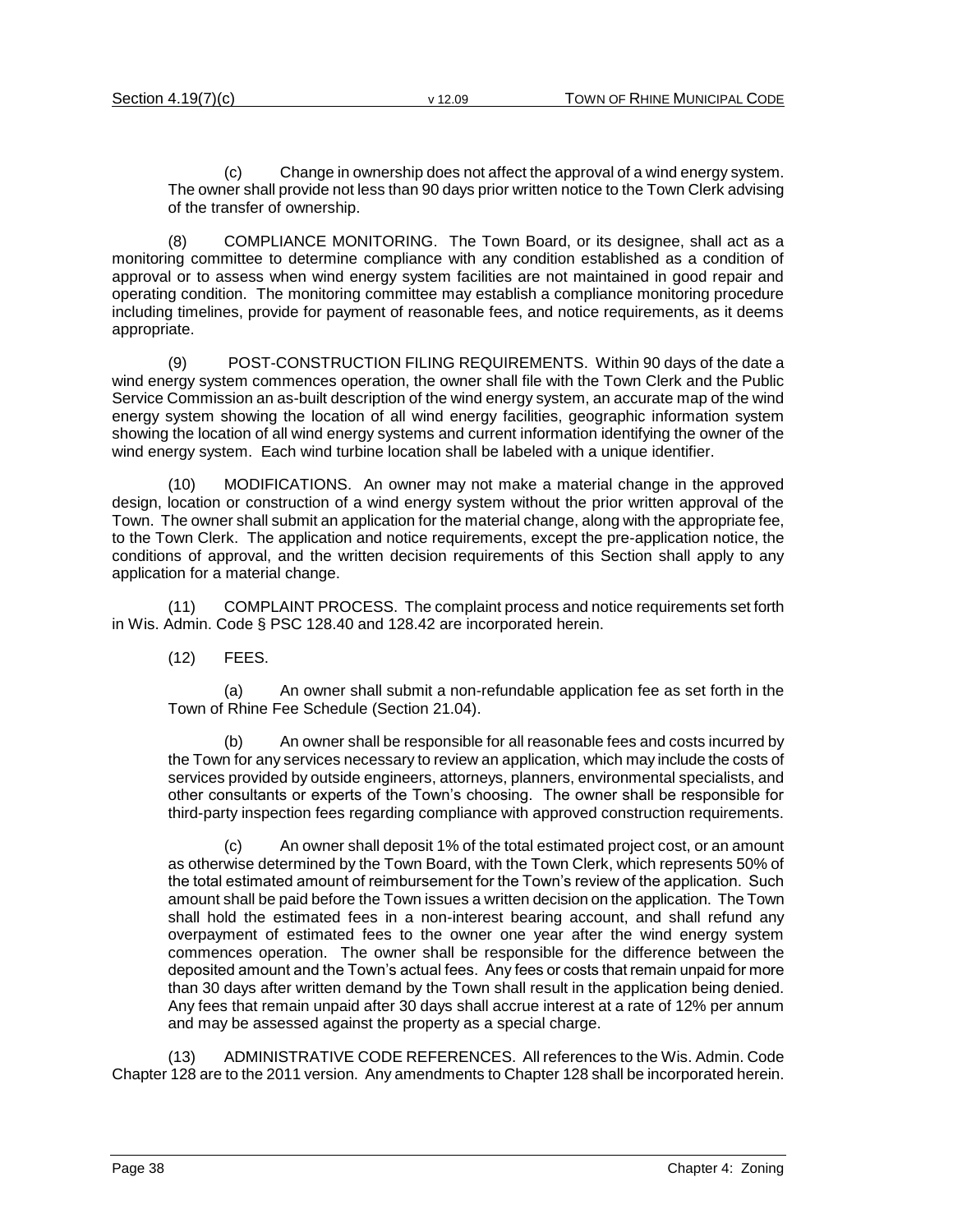(c) Change in ownership does not affect the approval of a wind energy system. The owner shall provide not less than 90 days prior written notice to the Town Clerk advising of the transfer of ownership.

(8) COMPLIANCE MONITORING. The Town Board, or its designee, shall act as a monitoring committee to determine compliance with any condition established as a condition of approval or to assess when wind energy system facilities are not maintained in good repair and operating condition. The monitoring committee may establish a compliance monitoring procedure including timelines, provide for payment of reasonable fees, and notice requirements, as it deems appropriate.

(9) POST-CONSTRUCTION FILING REQUIREMENTS. Within 90 days of the date a wind energy system commences operation, the owner shall file with the Town Clerk and the Public Service Commission an as-built description of the wind energy system, an accurate map of the wind energy system showing the location of all wind energy facilities, geographic information system showing the location of all wind energy systems and current information identifying the owner of the wind energy system. Each wind turbine location shall be labeled with a unique identifier.

(10) MODIFICATIONS. An owner may not make a material change in the approved design, location or construction of a wind energy system without the prior written approval of the Town. The owner shall submit an application for the material change, along with the appropriate fee, to the Town Clerk. The application and notice requirements, except the pre-application notice, the conditions of approval, and the written decision requirements of this Section shall apply to any application for a material change.

(11) COMPLAINT PROCESS. The complaint process and notice requirements set forth in Wis. Admin. Code § PSC 128.40 and 128.42 are incorporated herein.

(12) FEES.

(a) An owner shall submit a non-refundable application fee as set forth in the Town of Rhine Fee Schedule (Section 21.04).

(b) An owner shall be responsible for all reasonable fees and costs incurred by the Town for any services necessary to review an application, which may include the costs of services provided by outside engineers, attorneys, planners, environmental specialists, and other consultants or experts of the Town's choosing. The owner shall be responsible for third-party inspection fees regarding compliance with approved construction requirements.

(c) An owner shall deposit 1% of the total estimated project cost, or an amount as otherwise determined by the Town Board, with the Town Clerk, which represents 50% of the total estimated amount of reimbursement for the Town's review of the application. Such amount shall be paid before the Town issues a written decision on the application. The Town shall hold the estimated fees in a non-interest bearing account, and shall refund any overpayment of estimated fees to the owner one year after the wind energy system commences operation. The owner shall be responsible for the difference between the deposited amount and the Town's actual fees. Any fees or costs that remain unpaid for more than 30 days after written demand by the Town shall result in the application being denied. Any fees that remain unpaid after 30 days shall accrue interest at a rate of 12% per annum and may be assessed against the property as a special charge.

(13) ADMINISTRATIVE CODE REFERENCES. All references to the Wis. Admin. Code Chapter 128 are to the 2011 version. Any amendments to Chapter 128 shall be incorporated herein.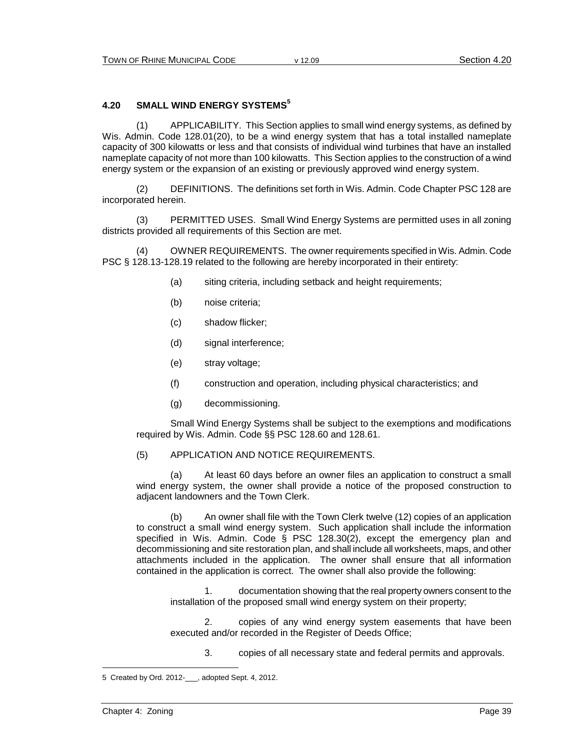### 4.20 SMALL WIND ENERGY SYSTEMS[5]

(1) APPLICABILITY. This Section applies to small wind energy systems, as defined by Wis. Admin. Code 128.01(20), to be a wind energy system that has a total installed nameplate capacity of 300 kilowatts or less and that consists of individual wind turbines that have an installed nameplate capacity of not more than 100 kilowatts. This Section applies to the construction of a wind energy system or the expansion of an existing or previously approved wind energy system.

(2) DEFINITIONS. The definitions set forth in Wis. Admin. Code Chapter PSC 128 are incorporated herein.

(3) PERMITTED USES. Small Wind Energy Systems are permitted uses in all zoning districts provided all requirements of this Section are met.

(4) OWNER REQUIREMENTS. The owner requirements specified in Wis. Admin. Code PSC § 128.13-128.19 related to the following are hereby incorporated in their entirety:

(a) siting criteria, including setback and height requirements;

(b) noise criteria;

(c) shadow flicker;

(d) signal interference;

(e) stray voltage;

(f) construction and operation, including physical characteristics; and

(g) decommissioning.

Small Wind Energy Systems shall be subject to the exemptions and modifications required by Wis. Admin. Code §§ PSC 128.60 and 128.61.

(5) APPLICATION AND NOTICE REQUIREMENTS.

(a) At least 60 days before an owner files an application to construct a small wind energy system, the owner shall provide a notice of the proposed construction to adjacent landowners and the Town Clerk.

(b) An owner shall file with the Town Clerk twelve (12) copies of an application to construct a small wind energy system. Such application shall include the information specified in Wis. Admin. Code § PSC 128.30(2), except the emergency plan and decommissioning and site restoration plan, and shall include all worksheets, maps, and other attachments included in the application. The owner shall ensure that all information contained in the application is correct. The owner shall also provide the following:

1. documentation showing that the real property owners consent to the installation of the proposed small wind energy system on their property;

2. copies of any wind energy system easements that have been executed and/or recorded in the Register of Deeds Office;

3. copies of all necessary state and federal permits and approvals.

---

5 Created by Ord. 2012-___, adopted Sept. 4, 2012.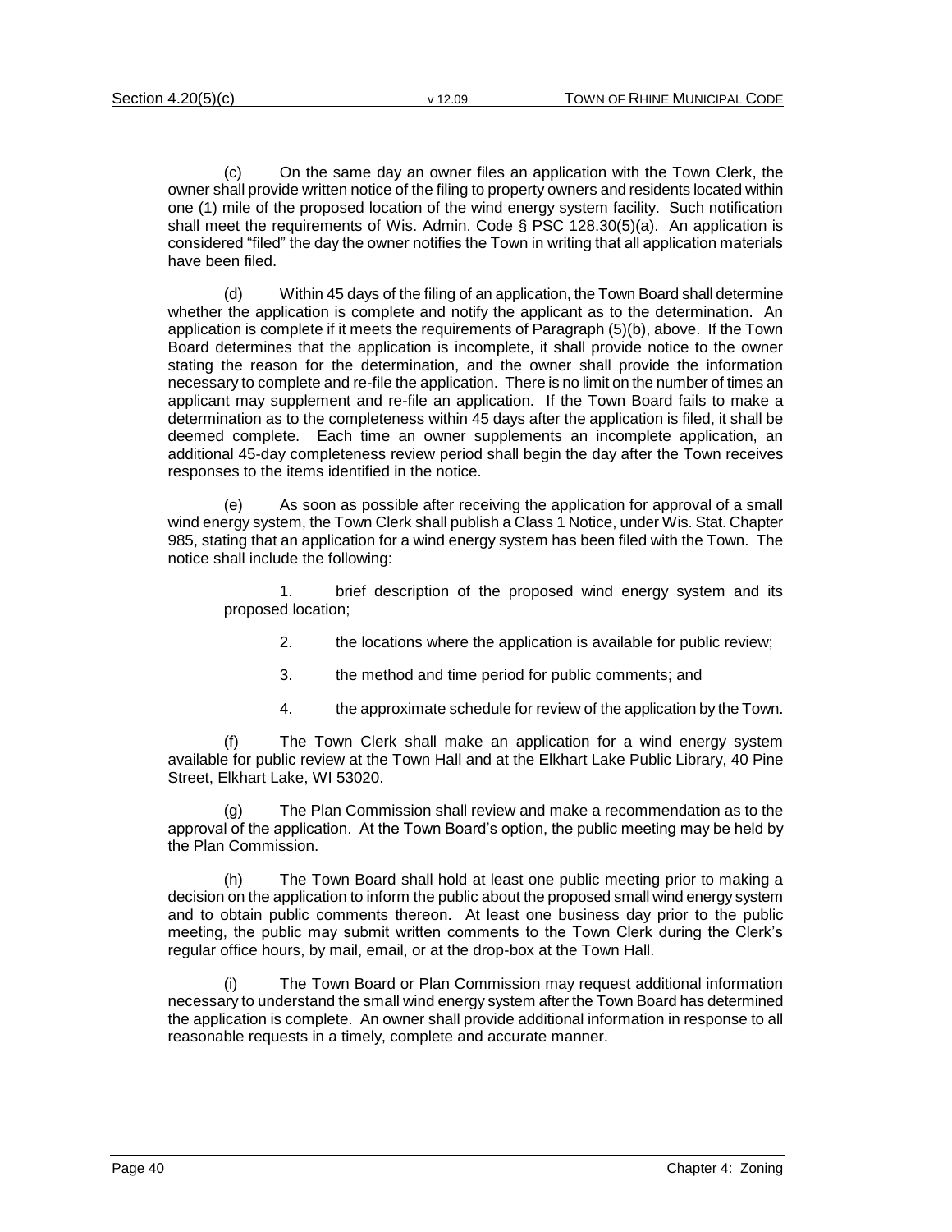(c) On the same day an owner files an application with the Town Clerk, the owner shall provide written notice of the filing to property owners and residents located within one (1) mile of the proposed location of the wind energy system facility. Such notification shall meet the requirements of Wis. Admin. Code § PSC 128.30(5)(a). An application is considered "filed" the day the owner notifies the Town in writing that all application materials have been filed.

(d) Within 45 days of the filing of an application, the Town Board shall determine whether the application is complete and notify the applicant as to the determination. An application is complete if it meets the requirements of Paragraph (5)(b), above. If the Town Board determines that the application is incomplete, it shall provide notice to the owner stating the reason for the determination, and the owner shall provide the information necessary to complete and re-file the application. There is no limit on the number of times an applicant may supplement and re-file an application. If the Town Board fails to make a determination as to the completeness within 45 days after the application is filed, it shall be deemed complete. Each time an owner supplements an incomplete application, an additional 45-day completeness review period shall begin the day after the Town receives responses to the items identified in the notice.

(e) As soon as possible after receiving the application for approval of a small wind energy system, the Town Clerk shall publish a Class 1 Notice, under Wis. Stat. Chapter 985, stating that an application for a wind energy system has been filed with the Town. The notice shall include the following:

1. brief description of the proposed wind energy system and its proposed location;

2. the locations where the application is available for public review;

3. the method and time period for public comments; and

4. the approximate schedule for review of the application by the Town.

(f) The Town Clerk shall make an application for a wind energy system available for public review at the Town Hall and at the Elkhart Lake Public Library, 40 Pine Street, Elkhart Lake, WI 53020.

(g) The Plan Commission shall review and make a recommendation as to the approval of the application. At the Town Board's option, the public meeting may be held by the Plan Commission.

(h) The Town Board shall hold at least one public meeting prior to making a decision on the application to inform the public about the proposed small wind energy system and to obtain public comments thereon. At least one business day prior to the public meeting, the public may submit written comments to the Town Clerk during the Clerk's regular office hours, by mail, email, or at the drop-box at the Town Hall.

(i) The Town Board or Plan Commission may request additional information necessary to understand the small wind energy system after the Town Board has determined the application is complete. An owner shall provide additional information in response to all reasonable requests in a timely, complete and accurate manner.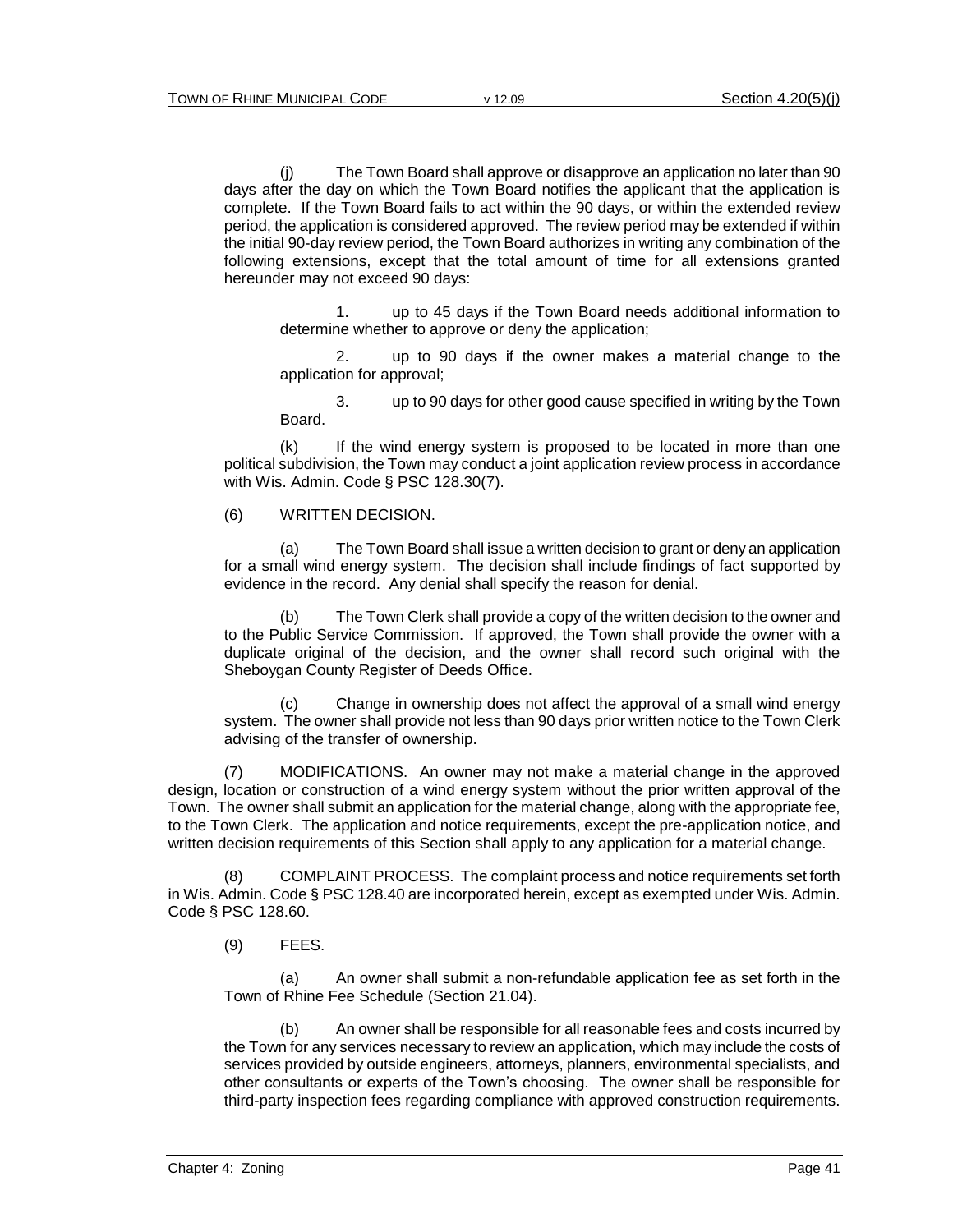(j) The Town Board shall approve or disapprove an application no later than 90 days after the day on which the Town Board notifies the applicant that the application is complete. If the Town Board fails to act within the 90 days, or within the extended review period, the application is considered approved. The review period may be extended if within the initial 90-day review period, the Town Board authorizes in writing any combination of the following extensions, except that the total amount of time for all extensions granted hereunder may not exceed 90 days:

1. up to 45 days if the Town Board needs additional information to determine whether to approve or deny the application;

2. up to 90 days if the owner makes a material change to the application for approval;

3. up to 90 days for other good cause specified in writing by the Town Board.

(k) If the wind energy system is proposed to be located in more than one political subdivision, the Town may conduct a joint application review process in accordance with Wis. Admin. Code § PSC 128.30(7).

(6) WRITTEN DECISION.

(a) The Town Board shall issue a written decision to grant or deny an application for a small wind energy system. The decision shall include findings of fact supported by evidence in the record. Any denial shall specify the reason for denial.

(b) The Town Clerk shall provide a copy of the written decision to the owner and to the Public Service Commission. If approved, the Town shall provide the owner with a duplicate original of the decision, and the owner shall record such original with the Sheboygan County Register of Deeds Office.

(c) Change in ownership does not affect the approval of a small wind energy system. The owner shall provide not less than 90 days prior written notice to the Town Clerk advising of the transfer of ownership.

(7) MODIFICATIONS. An owner may not make a material change in the approved design, location or construction of a wind energy system without the prior written approval of the Town. The owner shall submit an application for the material change, along with the appropriate fee, to the Town Clerk. The application and notice requirements, except the pre-application notice, and written decision requirements of this Section shall apply to any application for a material change.

(8) COMPLAINT PROCESS. The complaint process and notice requirements set forth in Wis. Admin. Code § PSC 128.40 are incorporated herein, except as exempted under Wis. Admin. Code § PSC 128.60.

(9) FEES.

(a) An owner shall submit a non-refundable application fee as set forth in the Town of Rhine Fee Schedule (Section 21.04).

(b) An owner shall be responsible for all reasonable fees and costs incurred by the Town for any services necessary to review an application, which may include the costs of services provided by outside engineers, attorneys, planners, environmental specialists, and other consultants or experts of the Town's choosing. The owner shall be responsible for third-party inspection fees regarding compliance with approved construction requirements.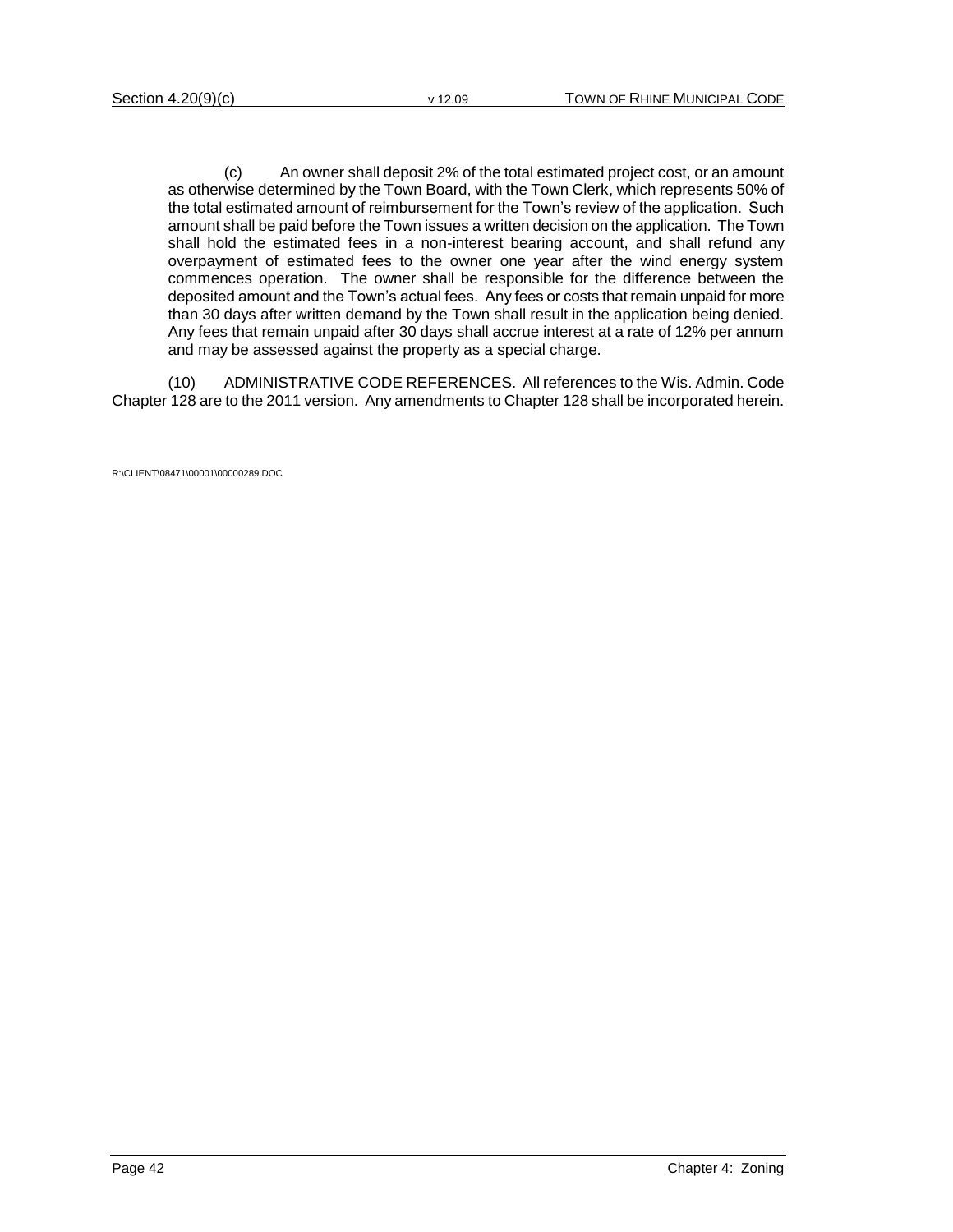(c) An owner shall deposit 2% of the total estimated project cost, or an amount as otherwise determined by the Town Board, with the Town Clerk, which represents 50% of the total estimated amount of reimbursement for the Town's review of the application. Such amount shall be paid before the Town issues a written decision on the application. The Town shall hold the estimated fees in a non-interest bearing account, and shall refund any overpayment of estimated fees to the owner one year after the wind energy system commences operation. The owner shall be responsible for the difference between the deposited amount and the Town's actual fees. Any fees or costs that remain unpaid for more than 30 days after written demand by the Town shall result in the application being denied. Any fees that remain unpaid after 30 days shall accrue interest at a rate of 12% per annum and may be assessed against the property as a special charge.

(10) ADMINISTRATIVE CODE REFERENCES. All references to the Wis. Admin. Code Chapter 128 are to the 2011 version. Any amendments to Chapter 128 shall be incorporated herein.

R:\CLIENT\08471\00001\00000289.DOC